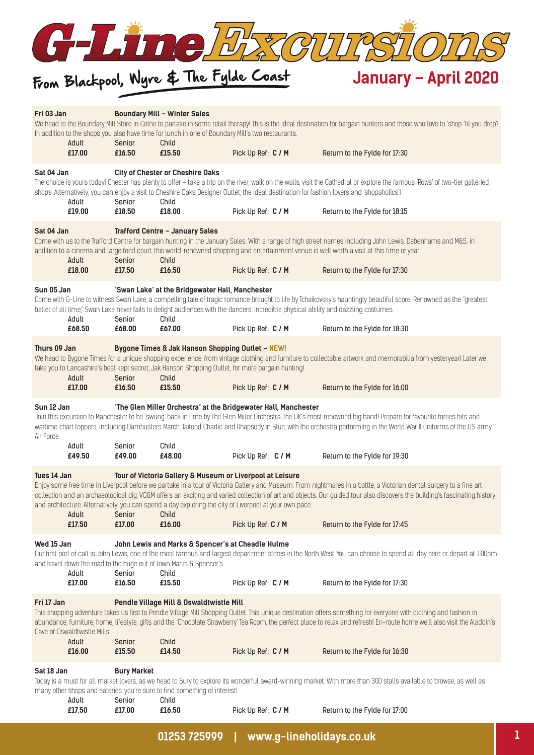# G-Line Excursions

## From Blackpool, Wyre & The Fylde Coast

## January – April 2020

### Fri 03 Jan — Boundary Mill – Winter Sales

We head to the Boundary Mill Store in Colne to partake in some retail therapy! This is the ideal destination for bargain hunters and those who love to 'shop 'til you drop'! In addition to the shops you also have time for lunch in one of Boundary Mill's two restaurants.

| Adult | Senior | Child | | |
|---|---|---|---|---|
| **£17.00** | **£16.50** | **£15.50** | Pick Up Ref: **C / M** | Return to the Fylde for 17:30 |

### Sat 04 Jan — City of Chester or Cheshire Oaks

The choice is yours today! Chester has plenty to offer – take a trip on the river, walk on the walls, visit the Cathedral or explore the famous 'Rows' of two-tier galleried shops. Alternatively, you can enjoy a visit to Cheshire Oaks Designer Outlet, the ideal destination for fashion lovers and 'shopaholics'!

| Adult | Senior | Child | | |
|---|---|---|---|---|
| **£19.00** | **£18.50** | **£18.00** | Pick Up Ref: **C / M** | Return to the Fylde for 18:15 |

### Sat 04 Jan — Trafford Centre – January Sales

Come with us to the Trafford Centre for bargain hunting in the January Sales. With a range of high street names including John Lewis, Debenhams and M&S, in addition to a cinema and large food court, this world-renowned shopping and entertainment venue is well worth a visit at this time of year!

| Adult | Senior | Child | | |
|---|---|---|---|---|
| **£18.00** | **£17.50** | **£16.50** | Pick Up Ref: **C / M** | Return to the Fylde for 17:30 |

### Sun 05 Jan — 'Swan Lake' at the Bridgewater Hall, Manchester

Come with G-Line to witness Swan Lake, a compelling tale of tragic romance brought to life by Tchaikovsky's hauntingly beautiful score. Renowned as the "greatest ballet of all time," Swan Lake never fails to delight audiences with the dancers' incredible physical ability and dazzling costumes.

| Adult | Senior | Child | | |
|---|---|---|---|---|
| **£68.50** | **£68.00** | **£67.00** | Pick Up Ref: **C / M** | Return to the Fylde for 18:30 |

### Thurs 09 Jan — Bygone Times & Jak Hanson Shopping Outlet – NEW!

We head to Bygone Times for a unique shopping experience, from vintage clothing and furniture to collectable artwork and memorabilia from yesteryear! Later we take you to Lancashire's best kept secret, Jak Hanson Shopping Outlet, for more bargain hunting!

| Adult | Senior | Child | | |
|---|---|---|---|---|
| **£17.00** | **£16.50** | **£15.50** | Pick Up Ref: **C / M** | Return to the Fylde for 16:00 |

### Sun 12 Jan — 'The Glen Miller Orchestra' at the Bridgewater Hall, Manchester

Join this excursion to Manchester to be 'swung' back in time by The Glen Miller Orchestra, the UK's most renowned big band! Prepare for favourite forties hits and wartime chart toppers, including Dambusters March, Tailend Charlie and Rhapsody in Blue, with the orchestra performing in the World War II uniforms of the US army Air Force.

| Adult | Senior | Child | | |
|---|---|---|---|---|
| **£49.50** | **£49.00** | **£48.00** | Pick Up Ref: **C / M** | Return to the Fylde for 19:30 |

### Tues 14 Jan — Tour of Victoria Gallery & Museum or Liverpool at Leisure

Enjoy some free time in Liverpool before we partake in a tour of Victoria Gallery and Museum. From nightmares in a bottle, a Victorian dental surgery to a fine art collection and an archaeological dig, VG&M offers an exciting and varied collection of art and objects. Our guided tour also discovers the building's fascinating history and architecture. Alternatively, you can spend a day exploring the city of Liverpool at your own pace.

| Adult | Senior | Child | | |
|---|---|---|---|---|
| **£17.50** | **£17.00** | **£16.00** | Pick Up Ref: **C / M** | Return to the Fylde for 17:45 |

### Wed 15 Jan — John Lewis and Marks & Spencer's at Cheadle Hulme

Our first port of call is John Lewis, one of the most famous and largest department stores in the North West. You can choose to spend all day here or depart at 1:00pm and travel down the road to the huge out of town Marks & Spencer's.

| Adult | Senior | Child | | |
|---|---|---|---|---|
| **£17.00** | **£16.50** | **£15.50** | Pick Up Ref: **C / M** | Return to the Fylde for 17:30 |

### Fri 17 Jan — Pendle Village Mill & Oswaldtwistle Mill

This shopping adventure takes us first to Pendle Village Mill Shopping Outlet. This unique destination offers something for everyone with clothing and fashion in abundance, furniture, home, lifestyle, gifts and the 'Chocolate Strawberry' Tea Room, the perfect place to relax and refresh! En-route home we'll also visit the Aladdin's Cave of Oswaldtwistle Mills.

| Adult | Senior | Child | | |
|---|---|---|---|---|
| **£16.00** | **£15.50** | **£14.50** | Pick Up Ref: **C / M** | Return to the Fylde for 16:30 |

### Sat 18 Jan — Bury Market

Today is a must for all market lovers, as we head to Bury to explore its wonderful award-winning market. With more than 300 stalls available to browse, as well as many other shops and eateries, you're sure to find something of interest!

| Adult | Senior | Child | | |
|---|---|---|---|---|
| **£17.50** | **£17.00** | **£16.50** | Pick Up Ref: **C / M** | Return to the Fylde for 17:00 |

**01253 725999 | www.g-lineholidays.co.uk**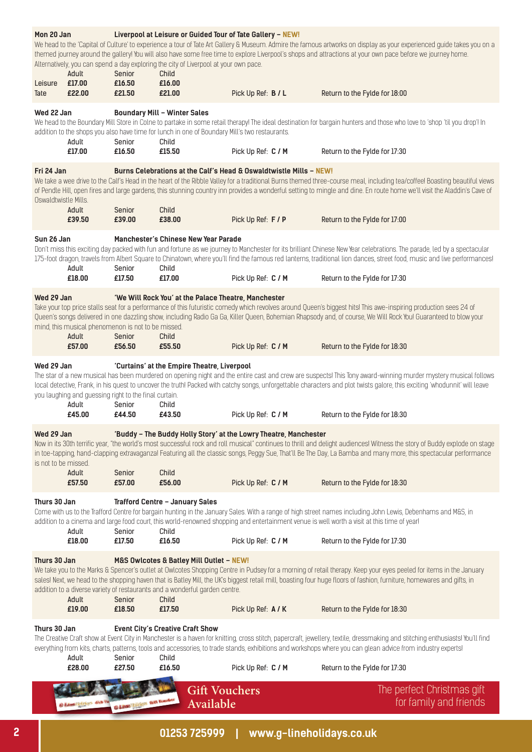## Mon 20 Jan — Liverpool at Leisure or Guided Tour of Tate Gallery – NEW!

We head to the 'Capital of Culture' to experience a tour of Tate Art Gallery & Museum. Admire the famous artworks on display as your experienced guide takes you on a themed journey around the gallery! You will also have some free time to explore Liverpool's shops and attractions at your own pace before we journey home. Alternatively, you can spend a day exploring the city of Liverpool at your own pace.

| | Adult | Senior | Child | | |
|---|---|---|---|---|---|
| Leisure | £17.00 | £16.50 | £16.00 | | |
| Tate | £22.00 | £21.50 | £21.00 | Pick Up Ref: **B / L** | Return to the Fylde for 18:00 |

## Wed 22 Jan — Boundary Mill – Winter Sales

We head to the Boundary Mill Store in Colne to partake in some retail therapy! The ideal destination for bargain hunters and those who love to 'shop 'til you drop'! In addition to the shops you also have time for lunch in one of Boundary Mill's two restaurants.

| Adult | Senior | Child | | |
|---|---|---|---|---|
| £17.00 | £16.50 | £15.50 | Pick Up Ref: **C / M** | Return to the Fylde for 17:30 |

## Fri 24 Jan — Burns Celebrations at the Calf's Head & Oswaldtwistle Mills – NEW!

We take a wee drive to the Calf's Head in the heart of the Ribble Valley for a traditional Burns themed three-course meal, including tea/coffee! Boasting beautiful views of Pendle Hill, open fires and large gardens, this stunning country inn provides a wonderful setting to mingle and dine. En route home we'll visit the Aladdin's Cave of Oswaldtwistle Mills.

| Adult | Senior | Child | | |
|---|---|---|---|---|
| £39.50 | £39.00 | £38.00 | Pick Up Ref: **F / P** | Return to the Fylde for 17:00 |

## Sun 26 Jan — Manchester's Chinese New Year Parade

Don't miss this exciting day packed with fun and fortune as we journey to Manchester for its brilliant Chinese New Year celebrations. The parade, led by a spectacular 175-foot dragon, travels from Albert Square to Chinatown, where you'll find the famous red lanterns, traditional lion dances, street food, music and live performances!

| Adult | Senior | Child | | |
|---|---|---|---|---|
| £18.00 | £17.50 | £17.00 | Pick Up Ref: **C / M** | Return to the Fylde for 17:30 |

## Wed 29 Jan — 'We Will Rock You' at the Palace Theatre, Manchester

Take your top price stalls seat for a performance of this futuristic comedy which revolves around Queen's biggest hits! This awe-inspiring production sees 24 of Queen's songs delivered in one dazzling show, including Radio Ga Ga, Killer Queen, Bohemian Rhapsody and, of course, We Will Rock You! Guaranteed to blow your mind, this musical phenomenon is not to be missed.

| Adult | Senior | Child | | |
|---|---|---|---|---|
| £57.00 | £56.50 | £55.50 | Pick Up Ref: **C / M** | Return to the Fylde for 18:30 |

## Wed 29 Jan — 'Curtains' at the Empire Theatre, Liverpool

The star of a new musical has been murdered on opening night and the entire cast and crew are suspects! This Tony award-winning murder mystery musical follows local detective, Frank, in his quest to uncover the truth! Packed with catchy songs, unforgettable characters and plot twists galore, this exciting 'whodunnit' will leave you laughing and guessing right to the final curtain.

| Adult | Senior | Child | | |
|---|---|---|---|---|
| £45.00 | £44.50 | £43.50 | Pick Up Ref: **C / M** | Return to the Fylde for 18:30 |

## Wed 29 Jan — 'Buddy – The Buddy Holly Story' at the Lowry Theatre, Manchester

Now in its 30th terrific year, "the world's most successful rock and roll musical" continues to thrill and delight audiences! Witness the story of Buddy explode on stage in toe-tapping, hand-clapping extravaganza! Featuring all the classic songs, Peggy Sue, That'll Be The Day, La Bamba and many more, this spectacular performance is not to be missed.

| Adult | Senior | Child | | |
|---|---|---|---|---|
| £57.50 | £57.00 | £56.00 | Pick Up Ref: **C / M** | Return to the Fylde for 18:30 |

## Thurs 30 Jan — Trafford Centre – January Sales

Come with us to the Trafford Centre for bargain hunting in the January Sales. With a range of high street names including John Lewis, Debenhams and M&S, in addition to a cinema and large food court, this world-renowned shopping and entertainment venue is well worth a visit at this time of year!

| Adult | Senior | Child | | |
|---|---|---|---|---|
| £18.00 | £17.50 | £16.50 | Pick Up Ref: **C / M** | Return to the Fylde for 17:30 |

## Thurs 30 Jan — M&S Owlcotes & Batley Mill Outlet – NEW!

We take you to the Marks & Spencer's outlet at Owlcotes Shopping Centre in Pudsey for a morning of retail therapy. Keep your eyes peeled for items in the January sales! Next, we head to the shopping haven that is Batley Mill, the UK's biggest retail mill, boasting four huge floors of fashion, furniture, homewares and gifts, in addition to a diverse variety of restaurants and a wonderful garden centre.

| Adult | Senior | Child | | |
|---|---|---|---|---|
| £19.00 | £18.50 | £17.50 | Pick Up Ref: **A / K** | Return to the Fylde for 18:30 |

## Thurs 30 Jan — Event City's Creative Craft Show

The Creative Craft show at Event City in Manchester is a haven for knitting, cross stitch, papercraft, jewellery, textile, dressmaking and stitching enthusiasts! You'll find everything from kits, charts, patterns, tools and accessories, to trade stands, exhibitions and workshops where you can glean advice from industry experts!

| Adult | Senior | Child | | |
|---|---|---|---|---|
| £28.00 | £27.50 | £16.50 | Pick Up Ref: **C / M** | Return to the Fylde for 17:30 |

**Gift Vouchers Available** — The perfect Christmas gift for family and friends

01253 725999 | www.g-lineholidays.co.uk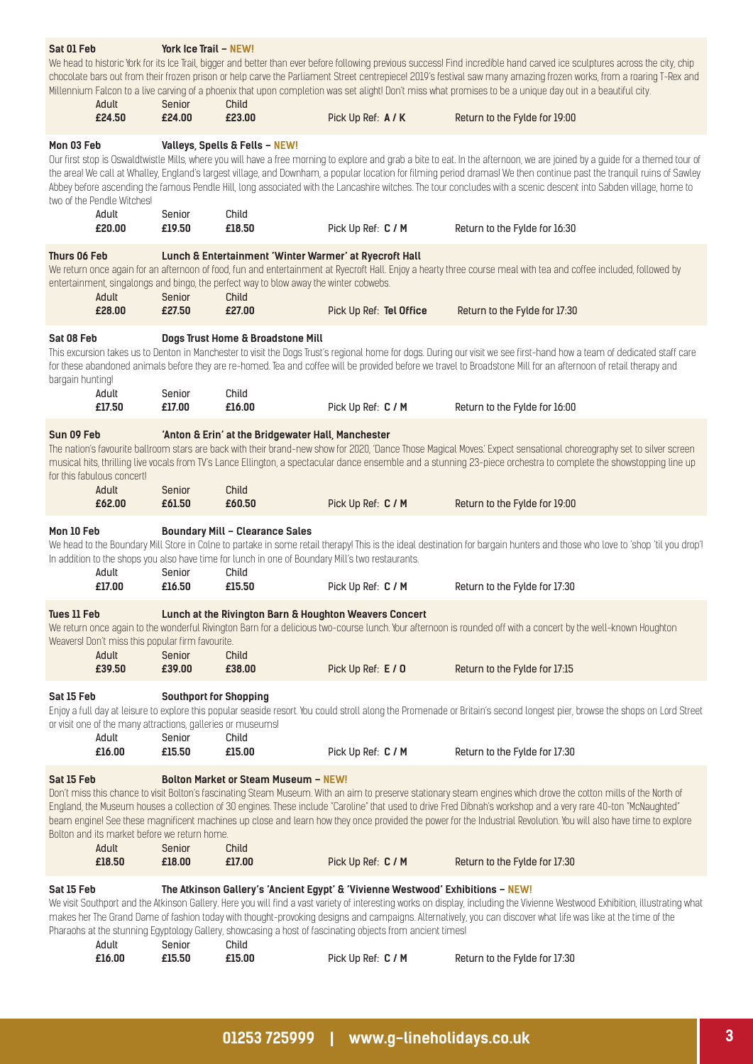### Sat 01 Feb — York Ice Trail – NEW!

We head to historic York for its Ice Trail, bigger and better than ever before following previous success! Find incredible hand carved ice sculptures across the city, chip chocolate bars out from their frozen prison or help carve the Parliament Street centrepiece! 2019's festival saw many amazing frozen works, from a roaring T-Rex and Millennium Falcon to a live carving of a phoenix that upon completion was set alight! Don't miss what promises to be a unique day out in a beautiful city.

| Adult | Senior | Child | | |
|---|---|---|---|---|
| **£24.50** | **£24.00** | **£23.00** | Pick Up Ref: **A / K** | Return to the Fylde for 19:00 |

### Mon 03 Feb — Valleys, Spells & Fells – NEW!

Our first stop is Oswaldtwistle Mills, where you will have a free morning to explore and grab a bite to eat. In the afternoon, we are joined by a guide for a themed tour of the area! We call at Whalley, England's largest village, and Downham, a popular location for filming period dramas! We then continue past the tranquil ruins of Sawley Abbey before ascending the famous Pendle Hill, long associated with the Lancashire witches. The tour concludes with a scenic descent into Sabden village, home to two of the Pendle Witches!

| Adult | Senior | Child | | |
|---|---|---|---|---|
| **£20.00** | **£19.50** | **£18.50** | Pick Up Ref: **C / M** | Return to the Fylde for 16:30 |

### Thurs 06 Feb — Lunch & Entertainment 'Winter Warmer' at Ryecroft Hall

We return once again for an afternoon of food, fun and entertainment at Ryecroft Hall. Enjoy a hearty three course meal with tea and coffee included, followed by entertainment, singalongs and bingo, the perfect way to blow away the winter cobwebs.

| Adult | Senior | Child | | |
|---|---|---|---|---|
| **£28.00** | **£27.50** | **£27.00** | Pick Up Ref: **Tel Office** | Return to the Fylde for 17:30 |

### Sat 08 Feb — Dogs Trust Home & Broadstone Mill

This excursion takes us to Denton in Manchester to visit the Dogs Trust's regional home for dogs. During our visit we see first-hand how a team of dedicated staff care for these abandoned animals before they are re-homed. Tea and coffee will be provided before we travel to Broadstone Mill for an afternoon of retail therapy and bargain hunting!

| Adult | Senior | Child | | |
|---|---|---|---|---|
| **£17.50** | **£17.00** | **£16.00** | Pick Up Ref: **C / M** | Return to the Fylde for 16:00 |

### Sun 09 Feb — 'Anton & Erin' at the Bridgewater Hall, Manchester

The nation's favourite ballroom stars are back with their brand-new show for 2020, 'Dance Those Magical Moves.' Expect sensational choreography set to silver screen musical hits, thrilling live vocals from TV's Lance Ellington, a spectacular dance ensemble and a stunning 23-piece orchestra to complete the showstopping line up for this fabulous concert!

| Adult | Senior | Child | | |
|---|---|---|---|---|
| **£62.00** | **£61.50** | **£60.50** | Pick Up Ref: **C / M** | Return to the Fylde for 19:00 |

### Mon 10 Feb — Boundary Mill – Clearance Sales

We head to the Boundary Mill Store in Colne to partake in some retail therapy! This is the ideal destination for bargain hunters and those who love to 'shop 'til you drop'! In addition to the shops you also have time for lunch in one of Boundary Mill's two restaurants.

| Adult | Senior | Child | | |
|---|---|---|---|---|
| **£17.00** | **£16.50** | **£15.50** | Pick Up Ref: **C / M** | Return to the Fylde for 17:30 |

### Tues 11 Feb — Lunch at the Rivington Barn & Houghton Weavers Concert

We return once again to the wonderful Rivington Barn for a delicious two-course lunch. Your afternoon is rounded off with a concert by the well-known Houghton Weavers! Don't miss this popular firm favourite.

| Adult | Senior | Child | | |
|---|---|---|---|---|
| **£39.50** | **£39.00** | **£38.00** | Pick Up Ref: **E / O** | Return to the Fylde for 17:15 |

### Sat 15 Feb — Southport for Shopping

Enjoy a full day at leisure to explore this popular seaside resort. You could stroll along the Promenade or Britain's second longest pier, browse the shops on Lord Street or visit one of the many attractions, galleries or museums!

| Adult | Senior | Child | | |
|---|---|---|---|---|
| **£16.00** | **£15.50** | **£15.00** | Pick Up Ref: **C / M** | Return to the Fylde for 17:30 |

### Sat 15 Feb — Bolton Market or Steam Museum – NEW!

Don't miss this chance to visit Bolton's fascinating Steam Museum. With an aim to preserve stationary steam engines which drove the cotton mills of the North of England, the Museum houses a collection of 30 engines. These include "Caroline" that used to drive Fred Dibnah's workshop and a very rare 40-ton "McNaughted" beam engine! See these magnificent machines up close and learn how they once provided the power for the Industrial Revolution. You will also have time to explore Bolton and its market before we return home.

| Adult | Senior | Child | | |
|---|---|---|---|---|
| **£18.50** | **£18.00** | **£17.00** | Pick Up Ref: **C / M** | Return to the Fylde for 17:30 |

### Sat 15 Feb — The Atkinson Gallery's 'Ancient Egypt' & 'Vivienne Westwood' Exhibitions – NEW!

We visit Southport and the Atkinson Gallery. Here you will find a vast variety of interesting works on display, including the Vivienne Westwood Exhibition, illustrating what makes her The Grand Dame of fashion today with thought-provoking designs and campaigns. Alternatively, you can discover what life was like at the time of the Pharaohs at the stunning Egyptology Gallery, showcasing a host of fascinating objects from ancient times!

| Adult | Senior | Child | | |
|---|---|---|---|---|
| **£16.00** | **£15.50** | **£15.00** | Pick Up Ref: **C / M** | Return to the Fylde for 17:30 |

**01253 725999 | www.g-lineholidays.co.uk**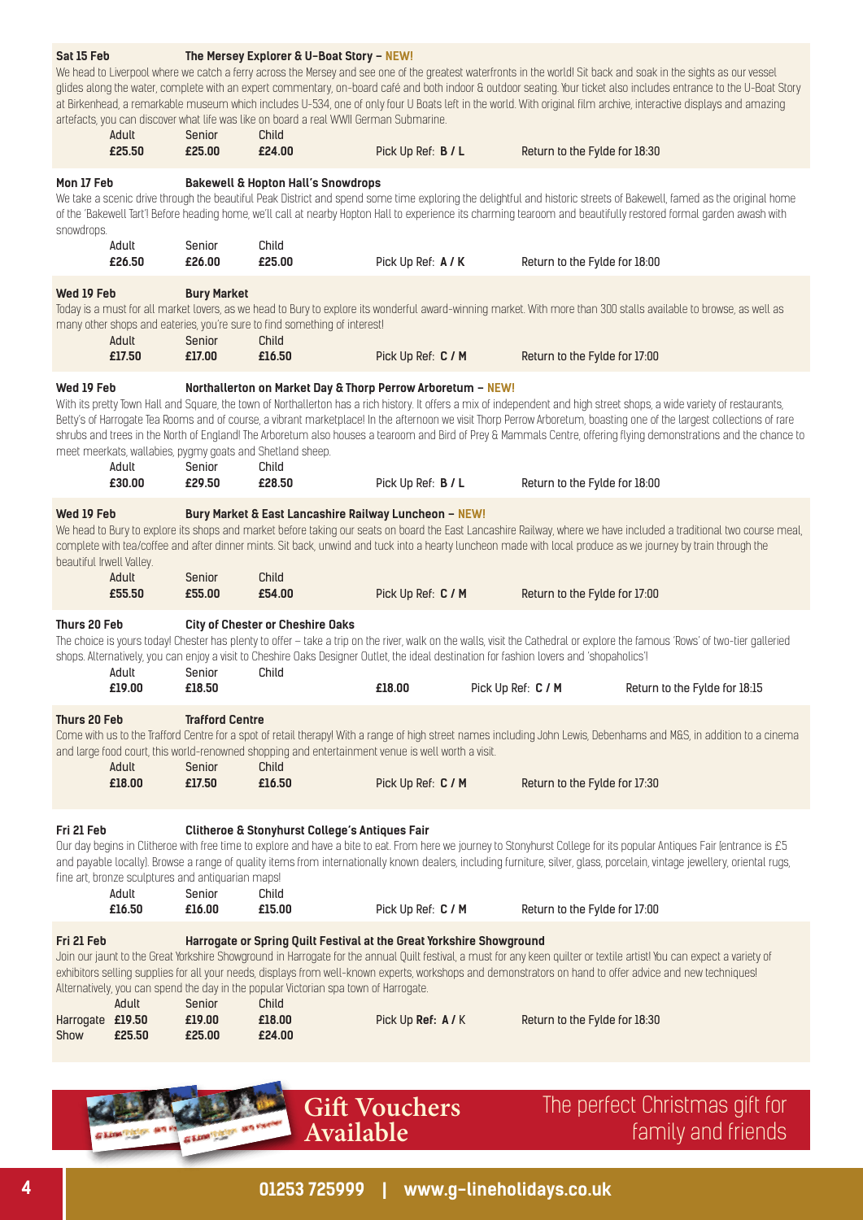**Sat 15 Feb** — **The Mersey Explorer & U-Boat Story – NEW!**

We head to Liverpool where we catch a ferry across the Mersey and see one of the greatest waterfronts in the world! Sit back and soak in the sights as our vessel glides along the water, complete with an expert commentary, on-board café and both indoor & outdoor seating. Your ticket also includes entrance to the U-Boat Story at Birkenhead, a remarkable museum which includes U-534, one of only four U Boats left in the world. With original film archive, interactive displays and amazing artefacts, you can discover what life was like on board a real WWII German Submarine.

| Adult | Senior | Child | | |
|---|---|---|---|---|
| **£25.50** | **£25.00** | **£24.00** | Pick Up Ref: **B / L** | Return to the Fylde for 18:30 |

**Mon 17 Feb** — **Bakewell & Hopton Hall's Snowdrops**

We take a scenic drive through the beautiful Peak District and spend some time exploring the delightful and historic streets of Bakewell, famed as the original home of the 'Bakewell Tart'! Before heading home, we'll call at nearby Hopton Hall to experience its charming tearoom and beautifully restored formal garden awash with snowdrops.

| Adult | Senior | Child | | |
|---|---|---|---|---|
| **£26.50** | **£26.00** | **£25.00** | Pick Up Ref: **A / K** | Return to the Fylde for 18:00 |

**Wed 19 Feb** — **Bury Market**

Today is a must for all market lovers, as we head to Bury to explore its wonderful award-winning market. With more than 300 stalls available to browse, as well as many other shops and eateries, you're sure to find something of interest!

| Adult | Senior | Child | | |
|---|---|---|---|---|
| **£17.50** | **£17.00** | **£16.50** | Pick Up Ref: **C / M** | Return to the Fylde for 17:00 |

**Wed 19 Feb** — **Northallerton on Market Day & Thorp Perrow Arboretum – NEW!**

With its pretty Town Hall and Square, the town of Northallerton has a rich history. It offers a mix of independent and high street shops, a wide variety of restaurants, Betty's of Harrogate Tea Rooms and of course, a vibrant marketplace! In the afternoon we visit Thorp Perrow Arboretum, boasting one of the largest collections of rare shrubs and trees in the North of England! The Arboretum also houses a tearoom and Bird of Prey & Mammals Centre, offering flying demonstrations and the chance to meet meerkats, wallabies, pygmy goats and Shetland sheep.

| Adult | Senior | Child | | |
|---|---|---|---|---|
| **£30.00** | **£29.50** | **£28.50** | Pick Up Ref: **B / L** | Return to the Fylde for 18:00 |

**Wed 19 Feb** — **Bury Market & East Lancashire Railway Luncheon – NEW!**

We head to Bury to explore its shops and market before taking our seats on board the East Lancashire Railway, where we have included a traditional two course meal, complete with tea/coffee and after dinner mints. Sit back, unwind and tuck into a hearty luncheon made with local produce as we journey by train through the beautiful Irwell Valley.

| Adult | Senior | Child | | |
|---|---|---|---|---|
| **£55.50** | **£55.00** | **£54.00** | Pick Up Ref: **C / M** | Return to the Fylde for 17:00 |

**Thurs 20 Feb** — **City of Chester or Cheshire Oaks**

The choice is yours today! Chester has plenty to offer – take a trip on the river, walk on the walls, visit the Cathedral or explore the famous 'Rows' of two-tier galleried shops. Alternatively, you can enjoy a visit to Cheshire Oaks Designer Outlet, the ideal destination for fashion lovers and 'shopaholics'!

| Adult | Senior | Child | | |
|---|---|---|---|---|
| **£19.00** | **£18.50** | **£18.00** | Pick Up Ref: **C / M** | Return to the Fylde for 18:15 |

**Thurs 20 Feb** — **Trafford Centre**

Come with us to the Trafford Centre for a spot of retail therapy! With a range of high street names including John Lewis, Debenhams and M&S, in addition to a cinema and large food court, this world-renowned shopping and entertainment venue is well worth a visit.

| Adult | Senior | Child | | |
|---|---|---|---|---|
| **£18.00** | **£17.50** | **£16.50** | Pick Up Ref: **C / M** | Return to the Fylde for 17:30 |

**Fri 21 Feb** — **Clitheroe & Stonyhurst College's Antiques Fair**

Our day begins in Clitheroe with free time to explore and have a bite to eat. From here we journey to Stonyhurst College for its popular Antiques Fair (entrance is £5 and payable locally). Browse a range of quality items from internationally known dealers, including furniture, silver, glass, porcelain, vintage jewellery, oriental rugs, fine art, bronze sculptures and antiquarian maps!

| Adult | Senior | Child | | |
|---|---|---|---|---|
| **£16.50** | **£16.00** | **£15.00** | Pick Up Ref: **C / M** | Return to the Fylde for 17:00 |

**Fri 21 Feb** — **Harrogate or Spring Quilt Festival at the Great Yorkshire Showground**

Join our jaunt to the Great Yorkshire Showground in Harrogate for the annual Quilt festival, a must for any keen quilter or textile artist! You can expect a variety of exhibitors selling supplies for all your needs, displays from well-known experts, workshops and demonstrators on hand to offer advice and new techniques! Alternatively, you can spend the day in the popular Victorian spa town of Harrogate.

| | Adult | Senior | Child | | |
|---|---|---|---|---|---|
| Harrogate | **£19.50** | **£19.00** | **£18.00** | Pick Up Ref: **A / K** | Return to the Fylde for 18:30 |
| Show | **£25.50** | **£25.00** | **£24.00** | | |

**Gift Vouchers Available** — The perfect Christmas gift for family and friends

01253 725999 | www.g-lineholidays.co.uk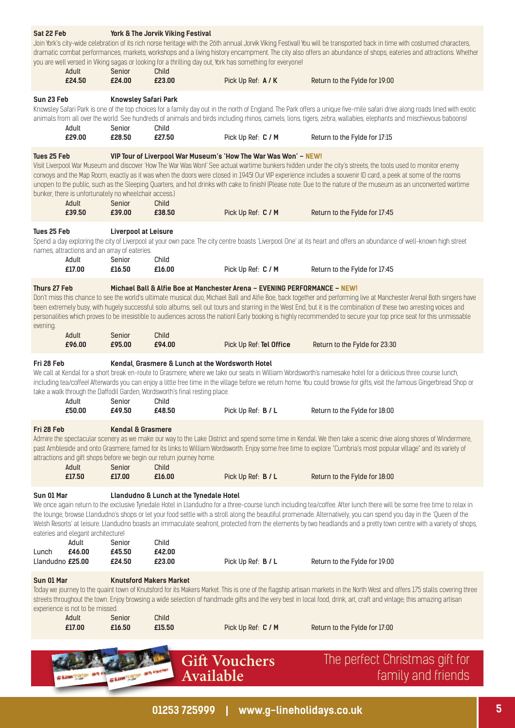## Sat 22 Feb — York & The Jorvik Viking Festival

Join York's city-wide celebration of its rich norse heritage with the 26th annual Jorvik Viking Festival! You will be transported back in time with costumed characters, dramatic combat performances, markets, workshops and a living history encampment. The city also offers an abundance of shops, eateries and attractions. Whether you are well versed in Viking sagas or looking for a thrilling day out, York has something for everyone!

| Adult | Senior | Child | | |
|---|---|---|---|---|
| **£24.50** | **£24.00** | **£23.00** | Pick Up Ref: **A / K** | Return to the Fylde for 19:00 |

## Sun 23 Feb — Knowsley Safari Park

Knowsley Safari Park is one of the top choices for a family day out in the north of England. The Park offers a unique five-mile safari drive along roads lined with exotic animals from all over the world. See hundreds of animals and birds including rhinos, camels, lions, tigers, zebra, wallabies, elephants and mischievous baboons!

| Adult | Senior | Child | | |
|---|---|---|---|---|
| **£29.00** | **£28.50** | **£27.50** | Pick Up Ref: **C / M** | Return to the Fylde for 17:15 |

## Tues 25 Feb — VIP Tour of Liverpool War Museum's 'How The War Was Won' – NEW!

Visit Liverpool War Museum and discover 'How The War Was Won!' See actual wartime bunkers hidden under the city's streets, the tools used to monitor enemy convoys and the Map Room, exactly as it was when the doors were closed in 1945! Our VIP experience includes a souvenir ID card, a peek at some of the rooms unopen to the public, such as the Sleeping Quarters, and hot drinks with cake to finish! (Please note: Due to the nature of the museum as an unconverted wartime bunker, there is unfortunately no wheelchair access.)

| Adult | Senior | Child | | |
|---|---|---|---|---|
| **£39.50** | **£39.00** | **£38.50** | Pick Up Ref: **C / M** | Return to the Fylde for 17:45 |

## Tues 25 Feb — Liverpool at Leisure

Spend a day exploring the city of Liverpool at your own pace. The city centre boasts 'Liverpool One' at its heart and offers an abundance of well-known high street names, attractions and an array of eateries.

| Adult | Senior | Child | | |
|---|---|---|---|---|
| **£17.00** | **£16.50** | **£16.00** | Pick Up Ref: **C / M** | Return to the Fylde for 17:45 |

## Thurs 27 Feb — Michael Ball & Alfie Boe at Manchester Arena – EVENING PERFORMANCE – NEW!

Don't miss this chance to see the world's ultimate musical duo, Michael Ball and Alfie Boe, back together and performing live at Manchester Arena! Both singers have been extremely busy, with hugely successful solo albums, sell out tours and starring in the West End, but it is the combination of these two arresting voices and personalities which proves to be irresistible to audiences across the nation! Early booking is highly recommended to secure your top price seat for this unmissable evening.

| Adult | Senior | Child | | |
|---|---|---|---|---|
| **£96.00** | **£95.00** | **£94.00** | Pick Up Ref: **Tel Office** | Return to the Fylde for 23:30 |

## Fri 28 Feb — Kendal, Grasmere & Lunch at the Wordsworth Hotel

We call at Kendal for a short break en-route to Grasmere, where we take our seats in William Wordsworth's namesake hotel for a delicious three course lunch, including tea/coffee! Afterwards you can enjoy a little free time in the village before we return home. You could browse for gifts, visit the famous Gingerbread Shop or take a walk through the Daffodil Garden, Wordsworth's final resting place.

| Adult | Senior | Child | | |
|---|---|---|---|---|
| **£50.00** | **£49.50** | **£48.50** | Pick Up Ref: **B / L** | Return to the Fylde for 18:00 |

## Fri 28 Feb — Kendal & Grasmere

Admire the spectacular scenery as we make our way to the Lake District and spend some time in Kendal. We then take a scenic drive along shores of Windermere, past Ambleside and onto Grasmere, famed for its links to William Wordsworth. Enjoy some free time to explore "Cumbria's most popular village" and its variety of attractions and gift shops before we begin our return journey home.

| Adult | Senior | Child | | |
|---|---|---|---|---|
| **£17.50** | **£17.00** | **£16.00** | Pick Up Ref: **B / L** | Return to the Fylde for 18:00 |

## Sun 01 Mar — Llandudno & Lunch at the Tynedale Hotel

We once again return to the exclusive Tynedale Hotel in Llandudno for a three-course lunch including tea/coffee. After lunch there will be some free time to relax in the lounge, browse Llandudno's shops or let your food settle with a stroll along the beautiful promenade. Alternatively, you can spend you day in the 'Queen of the Welsh Resorts' at leisure. Llandudno boasts an immaculate seafront, protected from the elements by two headlands and a pretty town centre with a variety of shops, eateries and elegant architecture!

| | Adult | Senior | Child | | |
|---|---|---|---|---|---|
| Lunch | **£46.00** | **£45.50** | **£42.00** | | |
| Llandudno | **£25.00** | **£24.50** | **£23.00** | Pick Up Ref: **B / L** | Return to the Fylde for 19:00 |

## Sun 01 Mar — Knutsford Makers Market

Today we journey to the quaint town of Knutsford for its Makers Market. This is one of the flagship artisan markets in the North West and offers 175 stalls covering three streets throughout the town. Enjoy browsing a wide selection of handmade gifts and the very best in local food, drink, art, craft and vintage; this amazing artisan experience is not to be missed.

| Adult | Senior | Child | | |
|---|---|---|---|---|
| **£17.00** | **£16.50** | **£15.50** | Pick Up Ref: **C / M** | Return to the Fylde for 17:00 |

**Gift Vouchers Available**

The perfect Christmas gift for family and friends

01253 725999 | www.g-lineholidays.co.uk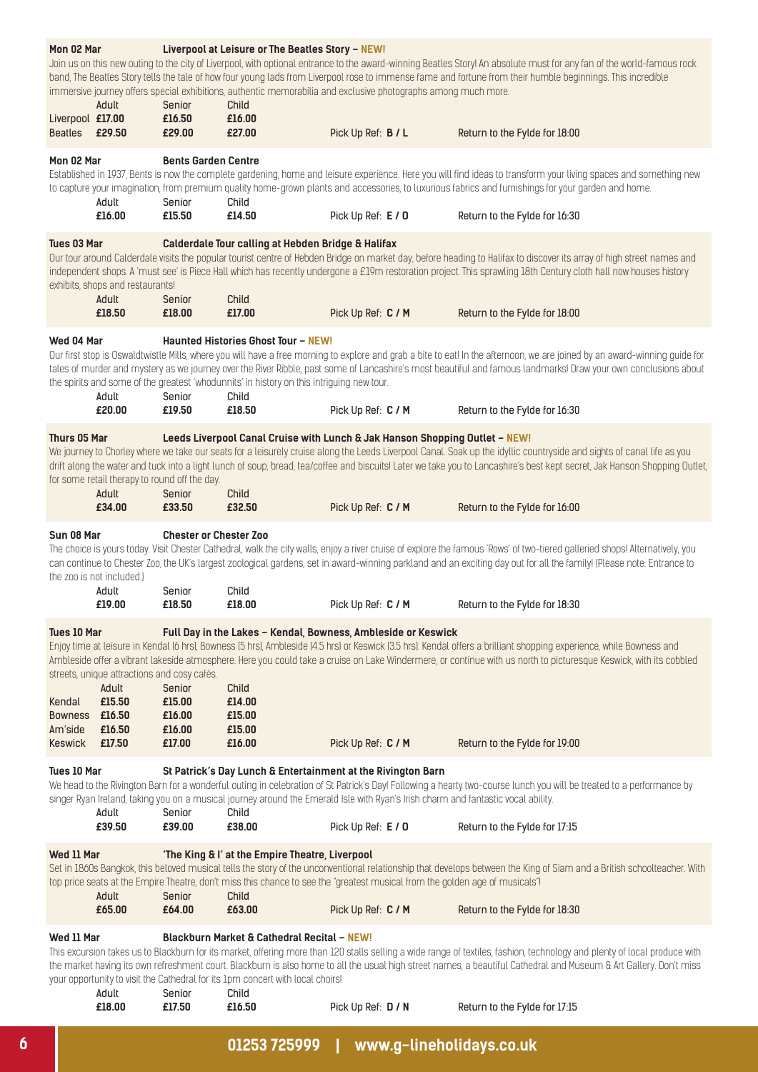### Mon 02 Mar — Liverpool at Leisure or The Beatles Story – NEW!

Join us on this new outing to the city of Liverpool, with optional entrance to the award-winning Beatles Story! An absolute must for any fan of the world-famous rock band, The Beatles Story tells the tale of how four young lads from Liverpool rose to immense fame and fortune from their humble beginnings. This incredible immersive journey offers special exhibitions, authentic memorabilia and exclusive photographs among much more.

| | Adult | Senior | Child | | |
|---|---|---|---|---|---|
| Liverpool | £17.00 | £16.50 | £16.00 | | |
| Beatles | £29.50 | £29.00 | £27.00 | Pick Up Ref: **B / L** | Return to the Fylde for 18:00 |

### Mon 02 Mar — Bents Garden Centre

Established in 1937, Bents is now the complete gardening, home and leisure experience. Here you will find ideas to transform your living spaces and something new to capture your imagination, from premium quality home-grown plants and accessories, to luxurious fabrics and furnishings for your garden and home.

| Adult | Senior | Child | | |
|---|---|---|---|---|
| £16.00 | £15.50 | £14.50 | Pick Up Ref: **E / O** | Return to the Fylde for 16:30 |

### Tues 03 Mar — Calderdale Tour calling at Hebden Bridge & Halifax

Our tour around Calderdale visits the popular tourist centre of Hebden Bridge on market day, before heading to Halifax to discover its array of high street names and independent shops. A 'must see' is Piece Hall which has recently undergone a £19m restoration project. This sprawling 18th Century cloth hall now houses history exhibits, shops and restaurants!

| Adult | Senior | Child | | |
|---|---|---|---|---|
| £18.50 | £18.00 | £17.00 | Pick Up Ref: **C / M** | Return to the Fylde for 18:00 |

### Wed 04 Mar — Haunted Histories Ghost Tour – NEW!

Our first stop is Oswaldtwistle Mills, where you will have a free morning to explore and grab a bite to eat! In the afternoon, we are joined by an award-winning guide for tales of murder and mystery as we journey over the River Ribble, past some of Lancashire's most beautiful and famous landmarks! Draw your own conclusions about the spirits and some of the greatest 'whodunnits' in history on this intriguing new tour.

| Adult | Senior | Child | | |
|---|---|---|---|---|
| £20.00 | £19.50 | £18.50 | Pick Up Ref: **C / M** | Return to the Fylde for 16:30 |

### Thurs 05 Mar — Leeds Liverpool Canal Cruise with Lunch & Jak Hanson Shopping Outlet – NEW!

We journey to Chorley where we take our seats for a leisurely cruise along the Leeds Liverpool Canal. Soak up the idyllic countryside and sights of canal life as you drift along the water and tuck into a light lunch of soup, bread, tea/coffee and biscuits! Later we take you to Lancashire's best kept secret, Jak Hanson Shopping Outlet, for some retail therapy to round off the day.

| Adult | Senior | Child | | |
|---|---|---|---|---|
| £34.00 | £33.50 | £32.50 | Pick Up Ref: **C / M** | Return to the Fylde for 16:00 |

### Sun 08 Mar — Chester or Chester Zoo

The choice is yours today. Visit Chester Cathedral, walk the city walls, enjoy a river cruise of explore the famous 'Rows' of two-tiered galleried shops! Alternatively, you can continue to Chester Zoo, the UK's largest zoological gardens, set in award-winning parkland and an exciting day out for all the family! (Please note: Entrance to the zoo is not included.)

| Adult | Senior | Child | | |
|---|---|---|---|---|
| £19.00 | £18.50 | £18.00 | Pick Up Ref: **C / M** | Return to the Fylde for 18:30 |

### Tues 10 Mar — Full Day in the Lakes – Kendal, Bowness, Ambleside or Keswick

Enjoy time at leisure in Kendal (6 hrs), Bowness (5 hrs), Ambleside (4.5 hrs) or Keswick (3.5 hrs). Kendal offers a brilliant shopping experience, while Bowness and Ambleside offer a vibrant lakeside atmosphere. Here you could take a cruise on Lake Windermere, or continue with us north to picturesque Keswick, with its cobbled streets, unique attractions and cosy cafés.

| | Adult | Senior | Child | | |
|---|---|---|---|---|---|
| Kendal | £15.50 | £15.00 | £14.00 | | |
| Bowness | £16.50 | £16.00 | £15.00 | | |
| Am'side | £16.50 | £16.00 | £15.00 | | |
| Keswick | £17.50 | £17.00 | £16.00 | Pick Up Ref: **C / M** | Return to the Fylde for 19:00 |

### Tues 10 Mar — St Patrick's Day Lunch & Entertainment at the Rivington Barn

We head to the Rivington Barn for a wonderful outing in celebration of St Patrick's Day! Following a hearty two-course lunch you will be treated to a performance by singer Ryan Ireland, taking you on a musical journey around the Emerald Isle with Ryan's Irish charm and fantastic vocal ability.

| Adult | Senior | Child | | |
|---|---|---|---|---|
| £39.50 | £39.00 | £38.00 | Pick Up Ref: **E / O** | Return to the Fylde for 17:15 |

### Wed 11 Mar — 'The King & I' at the Empire Theatre, Liverpool

Set in 1860s Bangkok, this beloved musical tells the story of the unconventional relationship that develops between the King of Siam and a British schoolteacher. With top price seats at the Empire Theatre, don't miss this chance to see the "greatest musical from the golden age of musicals"!

| Adult | Senior | Child | | |
|---|---|---|---|---|
| £65.00 | £64.00 | £63.00 | Pick Up Ref: **C / M** | Return to the Fylde for 18:30 |

### Wed 11 Mar — Blackburn Market & Cathedral Recital – NEW!

This excursion takes us to Blackburn for its market, offering more than 120 stalls selling a wide range of textiles, fashion, technology and plenty of local produce with the market having its own refreshment court. Blackburn is also home to all the usual high street names, a beautiful Cathedral and Museum & Art Gallery. Don't miss your opportunity to visit the Cathedral for its 1pm concert with local choirs!

| Adult | Senior | Child | | |
|---|---|---|---|---|
| £18.00 | £17.50 | £16.50 | Pick Up Ref: **D / N** | Return to the Fylde for 17:15 |

01253 725999 | www.g-lineholidays.co.uk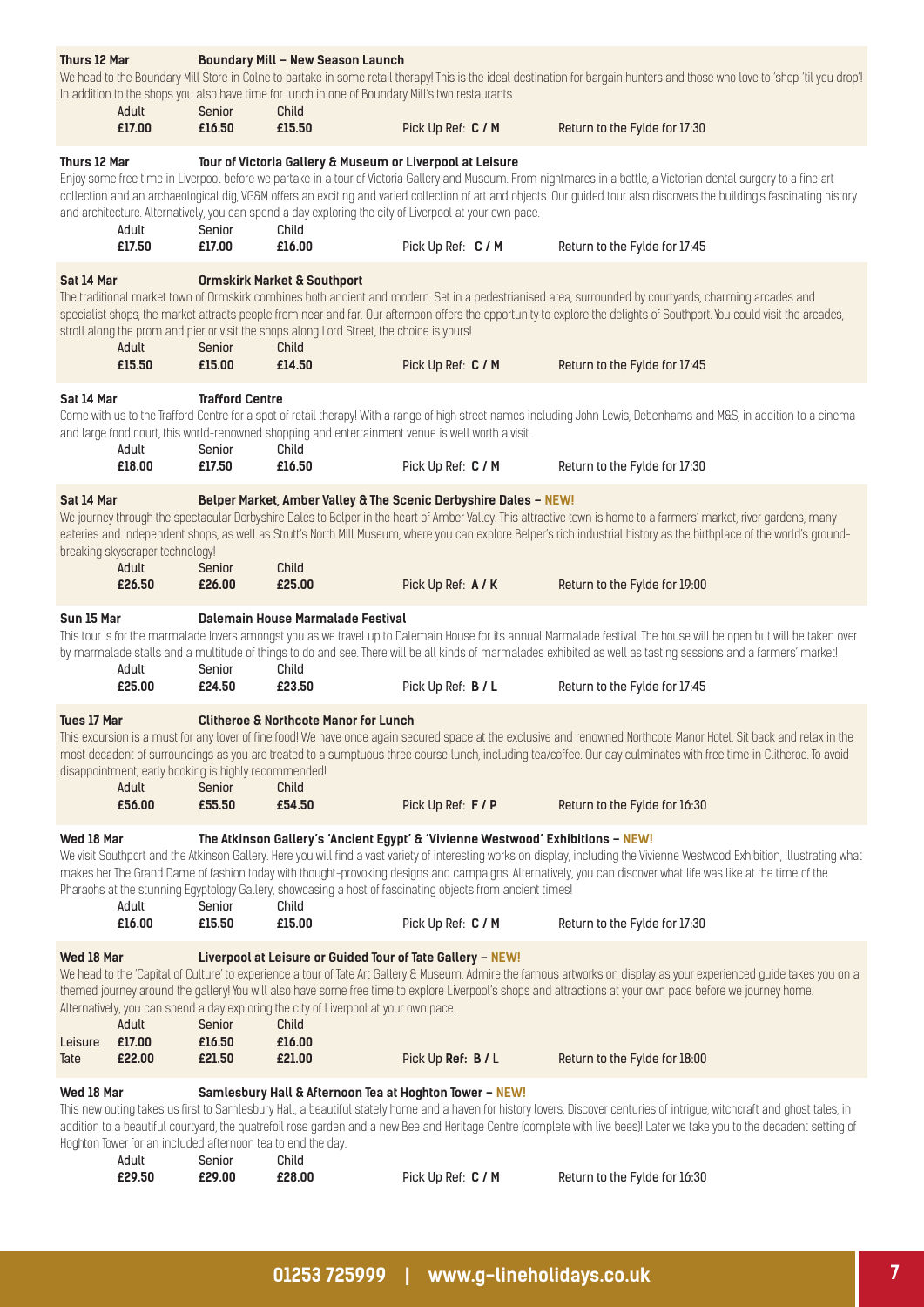**Thurs 12 Mar** **Boundary Mill – New Season Launch**

We head to the Boundary Mill Store in Colne to partake in some retail therapy! This is the ideal destination for bargain hunters and those who love to 'shop 'til you drop'! In addition to the shops you also have time for lunch in one of Boundary Mill's two restaurants.

| Adult | Senior | Child | | |
|---|---|---|---|---|
| **£17.00** | **£16.50** | **£15.50** | Pick Up Ref: **C / M** | Return to the Fylde for 17:30 |

**Thurs 12 Mar** **Tour of Victoria Gallery & Museum or Liverpool at Leisure**

Enjoy some free time in Liverpool before we partake in a tour of Victoria Gallery and Museum. From nightmares in a bottle, a Victorian dental surgery to a fine art collection and an archaeological dig, VG&M offers an exciting and varied collection of art and objects. Our guided tour also discovers the building's fascinating history and architecture. Alternatively, you can spend a day exploring the city of Liverpool at your own pace.

| Adult | Senior | Child | | |
|---|---|---|---|---|
| **£17.50** | **£17.00** | **£16.00** | Pick Up Ref: **C / M** | Return to the Fylde for 17:45 |

**Sat 14 Mar** **Ormskirk Market & Southport**

The traditional market town of Ormskirk combines both ancient and modern. Set in a pedestrianised area, surrounded by courtyards, charming arcades and specialist shops, the market attracts people from near and far. Our afternoon offers the opportunity to explore the delights of Southport. You could visit the arcades, stroll along the prom and pier or visit the shops along Lord Street, the choice is yours!

| Adult | Senior | Child | | |
|---|---|---|---|---|
| **£15.50** | **£15.00** | **£14.50** | Pick Up Ref: **C / M** | Return to the Fylde for 17:45 |

**Sat 14 Mar** **Trafford Centre**

Come with us to the Trafford Centre for a spot of retail therapy! With a range of high street names including John Lewis, Debenhams and M&S, in addition to a cinema and large food court, this world-renowned shopping and entertainment venue is well worth a visit.

| Adult | Senior | Child | | |
|---|---|---|---|---|
| **£18.00** | **£17.50** | **£16.50** | Pick Up Ref: **C / M** | Return to the Fylde for 17:30 |

**Sat 14 Mar** **Belper Market, Amber Valley & The Scenic Derbyshire Dales – NEW!**

We journey through the spectacular Derbyshire Dales to Belper in the heart of Amber Valley. This attractive town is home to a farmers' market, river gardens, many eateries and independent shops, as well as Strutt's North Mill Museum, where you can explore Belper's rich industrial history as the birthplace of the world's ground-breaking skyscraper technology!

| Adult | Senior | Child | | |
|---|---|---|---|---|
| **£26.50** | **£26.00** | **£25.00** | Pick Up Ref: **A / K** | Return to the Fylde for 19:00 |

**Sun 15 Mar** **Dalemain House Marmalade Festival**

This tour is for the marmalade lovers amongst you as we travel up to Dalemain House for its annual Marmalade festival. The house will be open but will be taken over by marmalade stalls and a multitude of things to do and see. There will be all kinds of marmalades exhibited as well as tasting sessions and a farmers' market!

| Adult | Senior | Child | | |
|---|---|---|---|---|
| **£25.00** | **£24.50** | **£23.50** | Pick Up Ref: **B / L** | Return to the Fylde for 17:45 |

**Tues 17 Mar** **Clitheroe & Northcote Manor for Lunch**

This excursion is a must for any lover of fine food! We have once again secured space at the exclusive and renowned Northcote Manor Hotel. Sit back and relax in the most decadent of surroundings as you are treated to a sumptuous three course lunch, including tea/coffee. Our day culminates with free time in Clitheroe. To avoid disappointment, early booking is highly recommended!

| Adult | Senior | Child | | |
|---|---|---|---|---|
| **£56.00** | **£55.50** | **£54.50** | Pick Up Ref: **F / P** | Return to the Fylde for 16:30 |

**Wed 18 Mar** **The Atkinson Gallery's 'Ancient Egypt' & 'Vivienne Westwood' Exhibitions – NEW!**

We visit Southport and the Atkinson Gallery. Here you will find a vast variety of interesting works on display, including the Vivienne Westwood Exhibition, illustrating what makes her The Grand Dame of fashion today with thought-provoking designs and campaigns. Alternatively, you can discover what life was like at the time of the Pharaohs at the stunning Egyptology Gallery, showcasing a host of fascinating objects from ancient times!

| Adult | Senior | Child | | |
|---|---|---|---|---|
| **£16.00** | **£15.50** | **£15.00** | Pick Up Ref: **C / M** | Return to the Fylde for 17:30 |

**Wed 18 Mar** **Liverpool at Leisure or Guided Tour of Tate Gallery – NEW!**

We head to the 'Capital of Culture' to experience a tour of Tate Art Gallery & Museum. Admire the famous artworks on display as your experienced guide takes you on a themed journey around the gallery! You will also have some free time to explore Liverpool's shops and attractions at your own pace before we journey home. Alternatively, you can spend a day exploring the city of Liverpool at your own pace.

| | Adult | Senior | Child | | |
|---|---|---|---|---|---|
| Leisure | **£17.00** | **£16.50** | **£16.00** | | |
| Tate | **£22.00** | **£21.50** | **£21.00** | Pick Up **Ref: B /** L | Return to the Fylde for 18:00 |

**Wed 18 Mar** **Samlesbury Hall & Afternoon Tea at Hoghton Tower – NEW!**

This new outing takes us first to Samlesbury Hall, a beautiful stately home and a haven for history lovers. Discover centuries of intrigue, witchcraft and ghost tales, in addition to a beautiful courtyard, the quatrefoil rose garden and a new Bee and Heritage Centre (complete with live bees)! Later we take you to the decadent setting of Hoghton Tower for an included afternoon tea to end the day.

| Adult | Senior | Child | | |
|---|---|---|---|---|
| **£29.50** | **£29.00** | **£28.00** | Pick Up Ref: **C / M** | Return to the Fylde for 16:30 |

**01253 725999 | www.g-lineholidays.co.uk**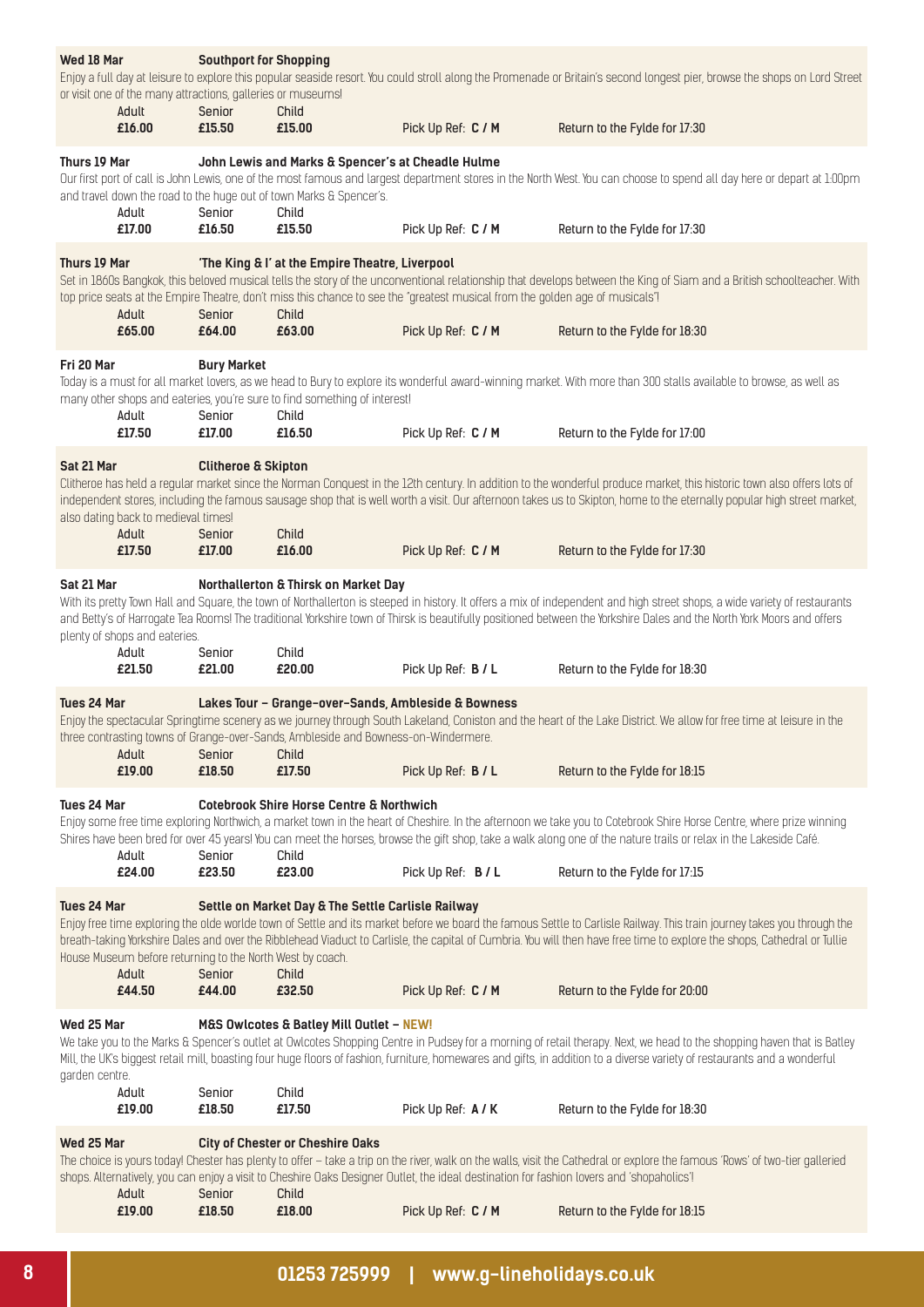**Wed 18 Mar** — **Southport for Shopping**

Enjoy a full day at leisure to explore this popular seaside resort. You could stroll along the Promenade or Britain's second longest pier, browse the shops on Lord Street or visit one of the many attractions, galleries or museums!

| Adult | Senior | Child | | |
|---|---|---|---|---|
| £16.00 | £15.50 | £15.00 | Pick Up Ref: C / M | Return to the Fylde for 17:30 |

**Thurs 19 Mar** — **John Lewis and Marks & Spencer's at Cheadle Hulme**

Our first port of call is John Lewis, one of the most famous and largest department stores in the North West. You can choose to spend all day here or depart at 1:00pm and travel down the road to the huge out of town Marks & Spencer's.

| Adult | Senior | Child | | |
|---|---|---|---|---|
| £17.00 | £16.50 | £15.50 | Pick Up Ref: C / M | Return to the Fylde for 17:30 |

**Thurs 19 Mar** — **'The King & I' at the Empire Theatre, Liverpool**

Set in 1860s Bangkok, this beloved musical tells the story of the unconventional relationship that develops between the King of Siam and a British schoolteacher. With top price seats at the Empire Theatre, don't miss this chance to see the "greatest musical from the golden age of musicals"!

| Adult | Senior | Child | | |
|---|---|---|---|---|
| £65.00 | £64.00 | £63.00 | Pick Up Ref: C / M | Return to the Fylde for 18:30 |

**Fri 20 Mar** — **Bury Market**

Today is a must for all market lovers, as we head to Bury to explore its wonderful award-winning market. With more than 300 stalls available to browse, as well as many other shops and eateries, you're sure to find something of interest!

| Adult | Senior | Child | | |
|---|---|---|---|---|
| £17.50 | £17.00 | £16.50 | Pick Up Ref: C / M | Return to the Fylde for 17:00 |

**Sat 21 Mar** — **Clitheroe & Skipton**

Clitheroe has held a regular market since the Norman Conquest in the 12th century. In addition to the wonderful produce market, this historic town also offers lots of independent stores, including the famous sausage shop that is well worth a visit. Our afternoon takes us to Skipton, home to the eternally popular high street market, also dating back to medieval times!

| Adult | Senior | Child | | |
|---|---|---|---|---|
| £17.50 | £17.00 | £16.00 | Pick Up Ref: C / M | Return to the Fylde for 17:30 |

**Sat 21 Mar** — **Northallerton & Thirsk on Market Day**

With its pretty Town Hall and Square, the town of Northallerton is steeped in history. It offers a mix of independent and high street shops, a wide variety of restaurants and Betty's of Harrogate Tea Rooms! The traditional Yorkshire town of Thirsk is beautifully positioned between the Yorkshire Dales and the North York Moors and offers plenty of shops and eateries.

| Adult | Senior | Child | | |
|---|---|---|---|---|
| £21.50 | £21.00 | £20.00 | Pick Up Ref: B / L | Return to the Fylde for 18:30 |

**Tues 24 Mar** — **Lakes Tour – Grange-over-Sands, Ambleside & Bowness**

Enjoy the spectacular Springtime scenery as we journey through South Lakeland, Coniston and the heart of the Lake District. We allow for free time at leisure in the three contrasting towns of Grange-over-Sands, Ambleside and Bowness-on-Windermere.

| Adult | Senior | Child | | |
|---|---|---|---|---|
| £19.00 | £18.50 | £17.50 | Pick Up Ref: B / L | Return to the Fylde for 18:15 |

**Tues 24 Mar** — **Cotebrook Shire Horse Centre & Northwich**

Enjoy some free time exploring Northwich, a market town in the heart of Cheshire. In the afternoon we take you to Cotebrook Shire Horse Centre, where prize winning Shires have been bred for over 45 years! You can meet the horses, browse the gift shop, take a walk along one of the nature trails or relax in the Lakeside Café.

| Adult | Senior | Child | | |
|---|---|---|---|---|
| £24.00 | £23.50 | £23.00 | Pick Up Ref: B / L | Return to the Fylde for 17:15 |

**Tues 24 Mar** — **Settle on Market Day & The Settle Carlisle Railway**

Enjoy free time exploring the olde worlde town of Settle and its market before we board the famous Settle to Carlisle Railway. This train journey takes you through the breath-taking Yorkshire Dales and over the Ribblehead Viaduct to Carlisle, the capital of Cumbria. You will then have free time to explore the shops, Cathedral or Tullie House Museum before returning to the North West by coach.

| Adult | Senior | Child | | |
|---|---|---|---|---|
| £44.50 | £44.00 | £32.50 | Pick Up Ref: C / M | Return to the Fylde for 20:00 |

**Wed 25 Mar** — **M&S Owlcotes & Batley Mill Outlet – NEW!**

We take you to the Marks & Spencer's outlet at Owlcotes Shopping Centre in Pudsey for a morning of retail therapy. Next, we head to the shopping haven that is Batley Mill, the UK's biggest retail mill, boasting four huge floors of fashion, furniture, homewares and gifts, in addition to a diverse variety of restaurants and a wonderful garden centre.

| Adult | Senior | Child | | |
|---|---|---|---|---|
| £19.00 | £18.50 | £17.50 | Pick Up Ref: A / K | Return to the Fylde for 18:30 |

**Wed 25 Mar** — **City of Chester or Cheshire Oaks**

The choice is yours today! Chester has plenty to offer – take a trip on the river, walk on the walls, visit the Cathedral or explore the famous 'Rows' of two-tier galleried shops. Alternatively, you can enjoy a visit to Cheshire Oaks Designer Outlet, the ideal destination for fashion lovers and 'shopaholics'!

| Adult | Senior | Child | | |
|---|---|---|---|---|
| £19.00 | £18.50 | £18.00 | Pick Up Ref: C / M | Return to the Fylde for 18:15 |

01253 725999 | www.g-lineholidays.co.uk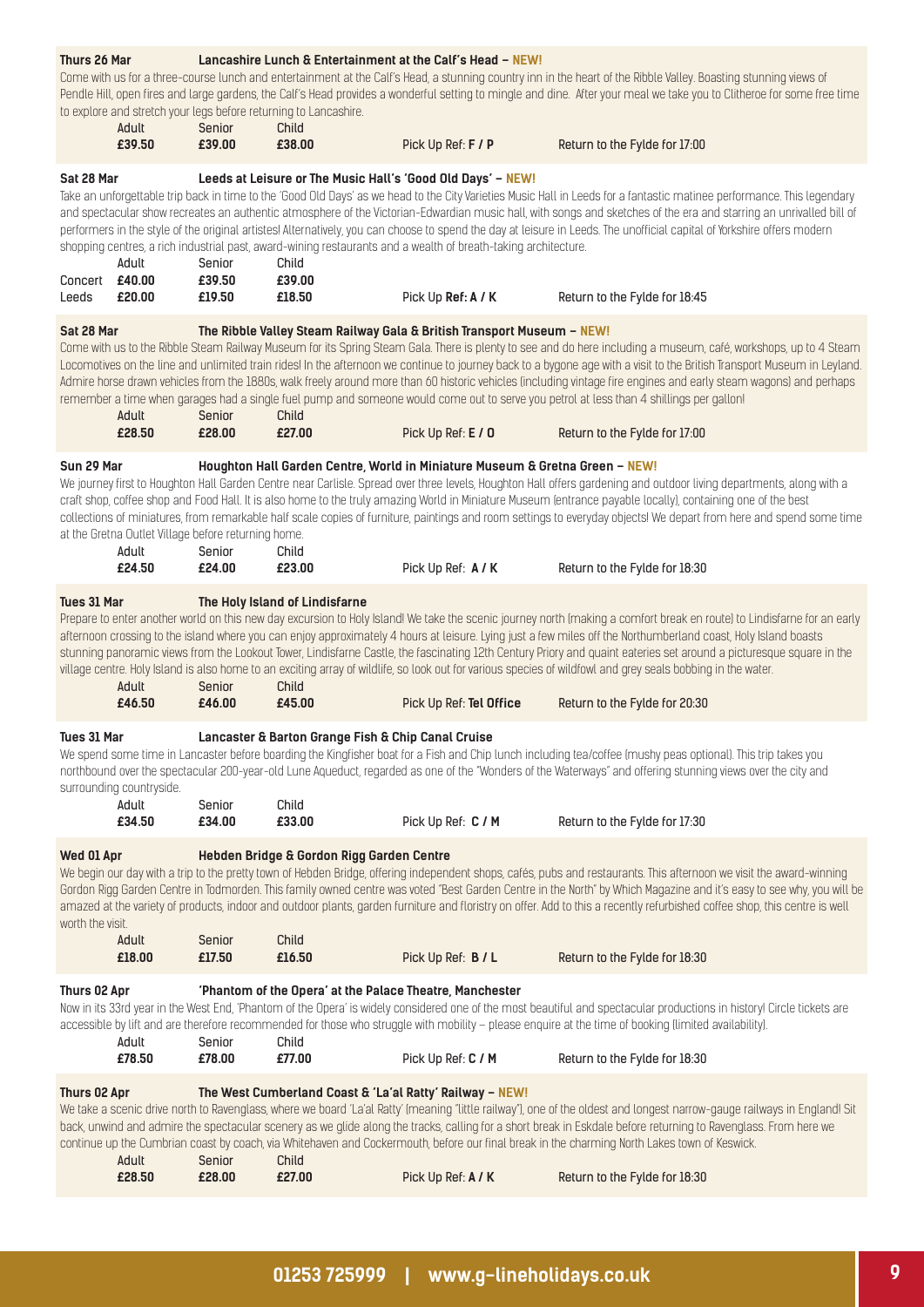### Thurs 26 Mar — Lancashire Lunch & Entertainment at the Calf's Head – NEW!

Come with us for a three-course lunch and entertainment at the Calf's Head, a stunning country inn in the heart of the Ribble Valley. Boasting stunning views of Pendle Hill, open fires and large gardens, the Calf's Head provides a wonderful setting to mingle and dine. After your meal we take you to Clitheroe for some free time to explore and stretch your legs before returning to Lancashire.

| Adult | Senior | Child | | |
|---|---|---|---|---|
| **£39.50** | **£39.00** | **£38.00** | Pick Up Ref: **F / P** | Return to the Fylde for 17:00 |

### Sat 28 Mar — Leeds at Leisure or The Music Hall's 'Good Old Days' – NEW!

Take an unforgettable trip back in time to the 'Good Old Days' as we head to the City Varieties Music Hall in Leeds for a fantastic matinee performance. This legendary and spectacular show recreates an authentic atmosphere of the Victorian-Edwardian music hall, with songs and sketches of the era and starring an unrivalled bill of performers in the style of the original artistes! Alternatively, you can choose to spend the day at leisure in Leeds. The unofficial capital of Yorkshire offers modern shopping centres, a rich industrial past, award-wining restaurants and a wealth of breath-taking architecture.

| | Adult | Senior | Child | | |
|---|---|---|---|---|---|
| Concert | **£40.00** | **£39.50** | **£39.00** | | |
| Leeds | **£20.00** | **£19.50** | **£18.50** | Pick Up **Ref: A / K** | Return to the Fylde for 18:45 |

### Sat 28 Mar — The Ribble Valley Steam Railway Gala & British Transport Museum – NEW!

Come with us to the Ribble Steam Railway Museum for its Spring Steam Gala. There is plenty to see and do here including a museum, café, workshops, up to 4 Steam Locomotives on the line and unlimited train rides! In the afternoon we continue to journey back to a bygone age with a visit to the British Transport Museum in Leyland. Admire horse drawn vehicles from the 1880s, walk freely around more than 60 historic vehicles (including vintage fire engines and early steam wagons) and perhaps remember a time when garages had a single fuel pump and someone would come out to serve you petrol at less than 4 shillings per gallon!

| Adult | Senior | Child | | |
|---|---|---|---|---|
| **£28.50** | **£28.00** | **£27.00** | Pick Up Ref: **E / O** | Return to the Fylde for 17:00 |

### Sun 29 Mar — Houghton Hall Garden Centre, World in Miniature Museum & Gretna Green – NEW!

We journey first to Houghton Hall Garden Centre near Carlisle. Spread over three levels, Houghton Hall offers gardening and outdoor living departments, along with a craft shop, coffee shop and Food Hall. It is also home to the truly amazing World in Miniature Museum (entrance payable locally), containing one of the best collections of miniatures, from remarkable half scale copies of furniture, paintings and room settings to everyday objects! We depart from here and spend some time at the Gretna Outlet Village before returning home.

| Adult | Senior | Child | | |
|---|---|---|---|---|
| **£24.50** | **£24.00** | **£23.00** | Pick Up Ref: **A / K** | Return to the Fylde for 18:30 |

### Tues 31 Mar — The Holy Island of Lindisfarne

Prepare to enter another world on this new day excursion to Holy Island! We take the scenic journey north (making a comfort break en route) to Lindisfarne for an early afternoon crossing to the island where you can enjoy approximately 4 hours at leisure. Lying just a few miles off the Northumberland coast, Holy Island boasts stunning panoramic views from the Lookout Tower, Lindisfarne Castle, the fascinating 12th Century Priory and quaint eateries set around a picturesque square in the village centre. Holy Island is also home to an exciting array of wildlife, so look out for various species of wildfowl and grey seals bobbing in the water.

| Adult | Senior | Child | | |
|---|---|---|---|---|
| **£46.50** | **£46.00** | **£45.00** | Pick Up Ref: **Tel Office** | Return to the Fylde for 20:30 |

### Tues 31 Mar — Lancaster & Barton Grange Fish & Chip Canal Cruise

We spend some time in Lancaster before boarding the Kingfisher boat for a Fish and Chip lunch including tea/coffee (mushy peas optional). This trip takes you northbound over the spectacular 200-year-old Lune Aqueduct, regarded as one of the "Wonders of the Waterways" and offering stunning views over the city and surrounding countryside.

| Adult | Senior | Child | | |
|---|---|---|---|---|
| **£34.50** | **£34.00** | **£33.00** | Pick Up Ref: **C / M** | Return to the Fylde for 17:30 |

### Wed 01 Apr — Hebden Bridge & Gordon Rigg Garden Centre

We begin our day with a trip to the pretty town of Hebden Bridge, offering independent shops, cafés, pubs and restaurants. This afternoon we visit the award-winning Gordon Rigg Garden Centre in Todmorden. This family owned centre was voted "Best Garden Centre in the North" by Which Magazine and it's easy to see why, you will be amazed at the variety of products, indoor and outdoor plants, garden furniture and floristry on offer. Add to this a recently refurbished coffee shop, this centre is well worth the visit.

| Adult | Senior | Child | | |
|---|---|---|---|---|
| **£18.00** | **£17.50** | **£16.50** | Pick Up Ref: **B / L** | Return to the Fylde for 18:30 |

### Thurs 02 Apr — 'Phantom of the Opera' at the Palace Theatre, Manchester

Now in its 33rd year in the West End, 'Phantom of the Opera' is widely considered one of the most beautiful and spectacular productions in history! Circle tickets are accessible by lift and are therefore recommended for those who struggle with mobility – please enquire at the time of booking (limited availability).

| Adult | Senior | Child | | |
|---|---|---|---|---|
| **£78.50** | **£78.00** | **£77.00** | Pick Up Ref: **C / M** | Return to the Fylde for 18:30 |

### Thurs 02 Apr — The West Cumberland Coast & 'La'al Ratty' Railway – NEW!

We take a scenic drive north to Ravenglass, where we board 'La'al Ratty' (meaning "little railway"), one of the oldest and longest narrow-gauge railways in England! Sit back, unwind and admire the spectacular scenery as we glide along the tracks, calling for a short break in Eskdale before returning to Ravenglass. From here we continue up the Cumbrian coast by coach, via Whitehaven and Cockermouth, before our final break in the charming North Lakes town of Keswick.

| Adult | Senior | Child | | |
|---|---|---|---|---|
| **£28.50** | **£28.00** | **£27.00** | Pick Up Ref: **A / K** | Return to the Fylde for 18:30 |

**01253 725999 | www.g-lineholidays.co.uk**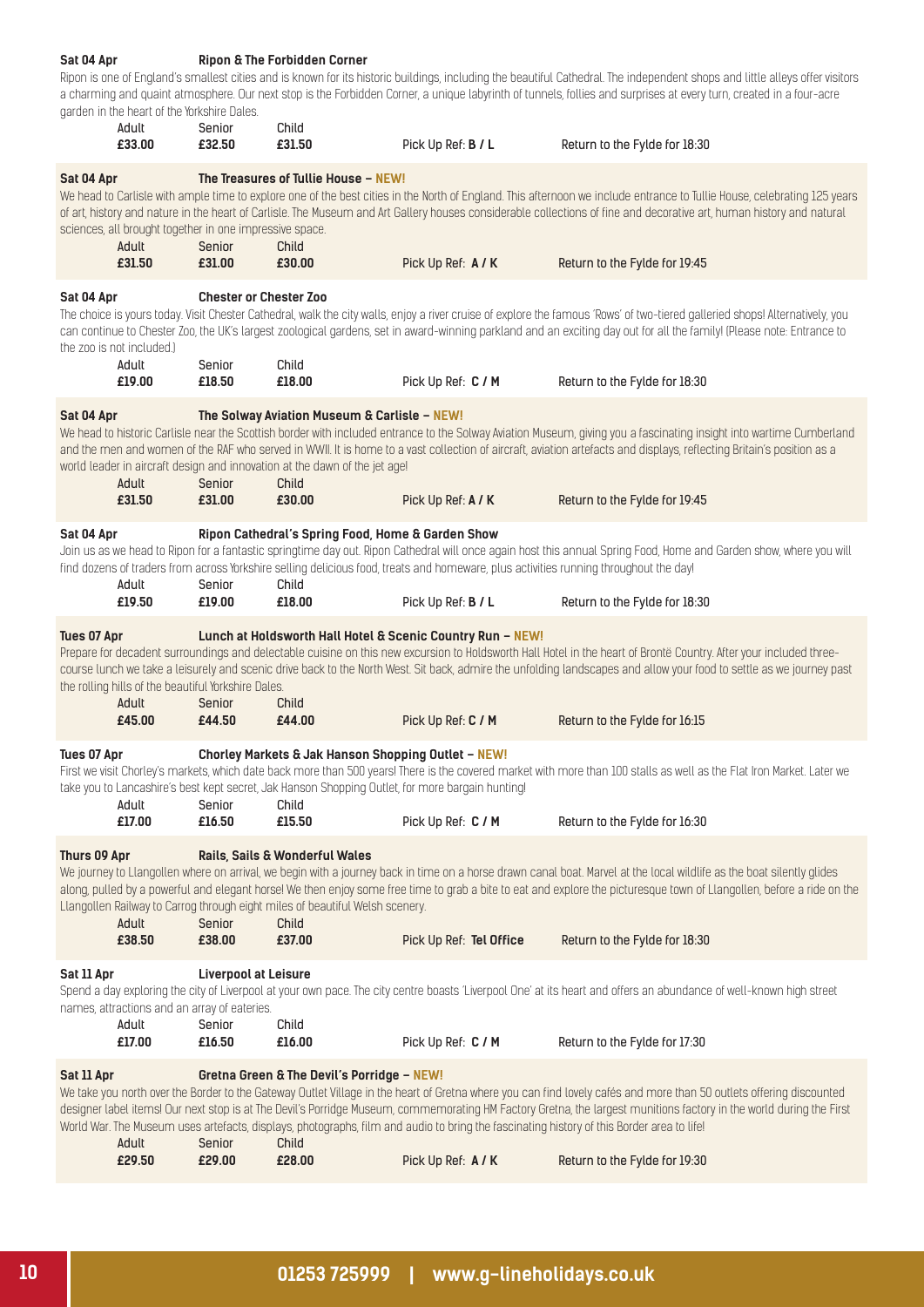### Sat 04 Apr — Ripon & The Forbidden Corner

Ripon is one of England's smallest cities and is known for its historic buildings, including the beautiful Cathedral. The independent shops and little alleys offer visitors a charming and quaint atmosphere. Our next stop is the Forbidden Corner, a unique labyrinth of tunnels, follies and surprises at every turn, created in a four-acre garden in the heart of the Yorkshire Dales.

| Adult | Senior | Child | | |
|---|---|---|---|---|
| £33.00 | £32.50 | £31.50 | Pick Up Ref: B / L | Return to the Fylde for 18:30 |

### Sat 04 Apr — The Treasures of Tullie House – NEW!

We head to Carlisle with ample time to explore one of the best cities in the North of England. This afternoon we include entrance to Tullie House, celebrating 125 years of art, history and nature in the heart of Carlisle. The Museum and Art Gallery houses considerable collections of fine and decorative art, human history and natural sciences, all brought together in one impressive space.

| Adult | Senior | Child | | |
|---|---|---|---|---|
| £31.50 | £31.00 | £30.00 | Pick Up Ref: A / K | Return to the Fylde for 19:45 |

### Sat 04 Apr — Chester or Chester Zoo

The choice is yours today. Visit Chester Cathedral, walk the city walls, enjoy a river cruise of explore the famous 'Rows' of two-tiered galleried shops! Alternatively, you can continue to Chester Zoo, the UK's largest zoological gardens, set in award-winning parkland and an exciting day out for all the family! (Please note: Entrance to the zoo is not included.)

| Adult | Senior | Child | | |
|---|---|---|---|---|
| £19.00 | £18.50 | £18.00 | Pick Up Ref: C / M | Return to the Fylde for 18:30 |

### Sat 04 Apr — The Solway Aviation Museum & Carlisle – NEW!

We head to historic Carlisle near the Scottish border with included entrance to the Solway Aviation Museum, giving you a fascinating insight into wartime Cumberland and the men and women of the RAF who served in WWII. It is home to a vast collection of aircraft, aviation artefacts and displays, reflecting Britain's position as a world leader in aircraft design and innovation at the dawn of the jet age!

| Adult | Senior | Child | | |
|---|---|---|---|---|
| £31.50 | £31.00 | £30.00 | Pick Up Ref: A / K | Return to the Fylde for 19:45 |

### Sat 04 Apr — Ripon Cathedral's Spring Food, Home & Garden Show

Join us as we head to Ripon for a fantastic springtime day out. Ripon Cathedral will once again host this annual Spring Food, Home and Garden show, where you will find dozens of traders from across Yorkshire selling delicious food, treats and homeware, plus activities running throughout the day!

| Adult | Senior | Child | | |
|---|---|---|---|---|
| £19.50 | £19.00 | £18.00 | Pick Up Ref: B / L | Return to the Fylde for 18:30 |

### Tues 07 Apr — Lunch at Holdsworth Hall Hotel & Scenic Country Run – NEW!

Prepare for decadent surroundings and delectable cuisine on this new excursion to Holdsworth Hall Hotel in the heart of Brontë Country. After your included three-course lunch we take a leisurely and scenic drive back to the North West. Sit back, admire the unfolding landscapes and allow your food to settle as we journey past the rolling hills of the beautiful Yorkshire Dales.

| Adult | Senior | Child | | |
|---|---|---|---|---|
| £45.00 | £44.50 | £44.00 | Pick Up Ref: C / M | Return to the Fylde for 16:15 |

### Tues 07 Apr — Chorley Markets & Jak Hanson Shopping Outlet – NEW!

First we visit Chorley's markets, which date back more than 500 years! There is the covered market with more than 100 stalls as well as the Flat Iron Market. Later we take you to Lancashire's best kept secret, Jak Hanson Shopping Outlet, for more bargain hunting!

| Adult | Senior | Child | | |
|---|---|---|---|---|
| £17.00 | £16.50 | £15.50 | Pick Up Ref: C / M | Return to the Fylde for 16:30 |

### Thurs 09 Apr — Rails, Sails & Wonderful Wales

We journey to Llangollen where on arrival, we begin with a journey back in time on a horse drawn canal boat. Marvel at the local wildlife as the boat silently glides along, pulled by a powerful and elegant horse! We then enjoy some free time to grab a bite to eat and explore the picturesque town of Llangollen, before a ride on the Llangollen Railway to Carrog through eight miles of beautiful Welsh scenery.

| Adult | Senior | Child | | |
|---|---|---|---|---|
| £38.50 | £38.00 | £37.00 | Pick Up Ref: Tel Office | Return to the Fylde for 18:30 |

### Sat 11 Apr — Liverpool at Leisure

Spend a day exploring the city of Liverpool at your own pace. The city centre boasts 'Liverpool One' at its heart and offers an abundance of well-known high street names, attractions and an array of eateries.

| Adult | Senior | Child | | |
|---|---|---|---|---|
| £17.00 | £16.50 | £16.00 | Pick Up Ref: C / M | Return to the Fylde for 17:30 |

### Sat 11 Apr — Gretna Green & The Devil's Porridge – NEW!

We take you north over the Border to the Gateway Outlet Village in the heart of Gretna where you can find lovely cafés and more than 50 outlets offering discounted designer label items! Our next stop is at The Devil's Porridge Museum, commemorating HM Factory Gretna, the largest munitions factory in the world during the First World War. The Museum uses artefacts, displays, photographs, film and audio to bring the fascinating history of this Border area to life!

| Adult | Senior | Child | | |
|---|---|---|---|---|
| £29.50 | £29.00 | £28.00 | Pick Up Ref: A / K | Return to the Fylde for 19:30 |

01253 725999 | www.g-lineholidays.co.uk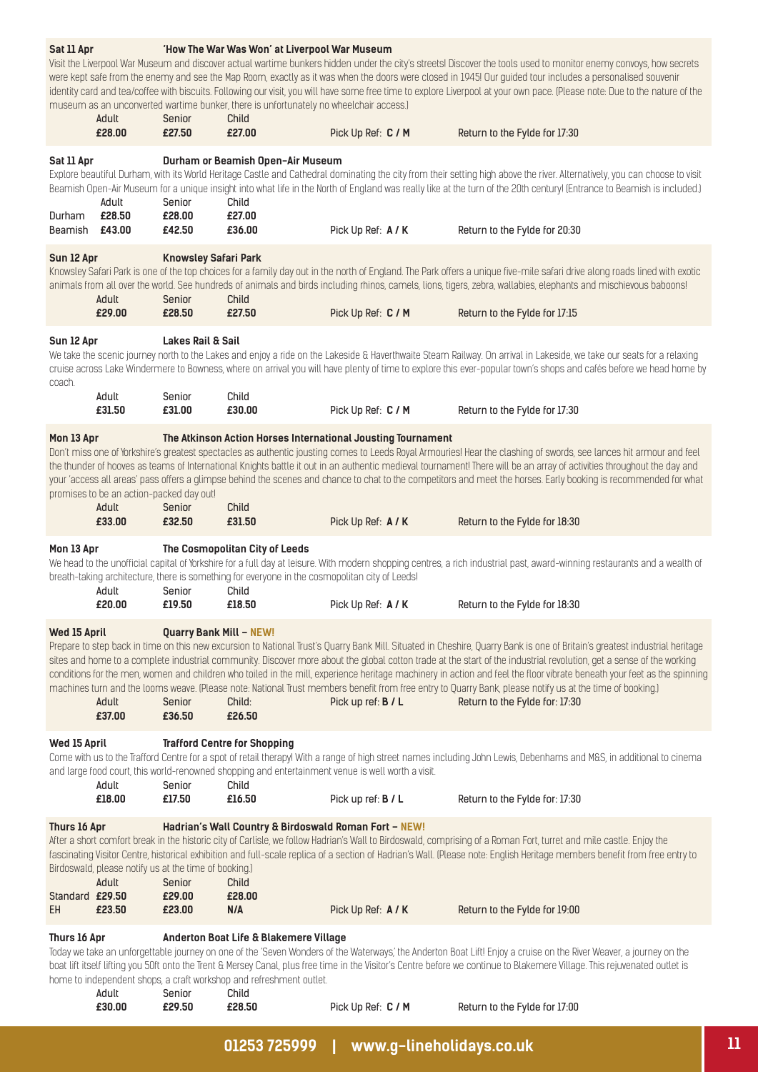## Sat 11 Apr — 'How The War Was Won' at Liverpool War Museum

Visit the Liverpool War Museum and discover actual wartime bunkers hidden under the city's streets! Discover the tools used to monitor enemy convoys, how secrets were kept safe from the enemy and see the Map Room, exactly as it was when the doors were closed in 1945! Our guided tour includes a personalised souvenir identity card and tea/coffee with biscuits. Following our visit, you will have some free time to explore Liverpool at your own pace. (Please note: Due to the nature of the museum as an unconverted wartime bunker, there is unfortunately no wheelchair access.)

| Adult | Senior | Child | | |
|---|---|---|---|---|
| **£28.00** | **£27.50** | **£27.00** | Pick Up Ref: **C / M** | Return to the Fylde for 17:30 |

## Sat 11 Apr — Durham or Beamish Open-Air Museum

Explore beautiful Durham, with its World Heritage Castle and Cathedral dominating the city from their setting high above the river. Alternatively, you can choose to visit Beamish Open-Air Museum for a unique insight into what life in the North of England was really like at the turn of the 20th century! (Entrance to Beamish is included.)

| | Adult | Senior | Child | | |
|---|---|---|---|---|---|
| Durham | **£28.50** | **£28.00** | **£27.00** | | |
| Beamish | **£43.00** | **£42.50** | **£36.00** | Pick Up Ref: **A / K** | Return to the Fylde for 20:30 |

## Sun 12 Apr — Knowsley Safari Park

Knowsley Safari Park is one of the top choices for a family day out in the north of England. The Park offers a unique five-mile safari drive along roads lined with exotic animals from all over the world. See hundreds of animals and birds including rhinos, camels, lions, tigers, zebra, wallabies, elephants and mischievous baboons!

| Adult | Senior | Child | | |
|---|---|---|---|---|
| **£29.00** | **£28.50** | **£27.50** | Pick Up Ref: **C / M** | Return to the Fylde for 17:15 |

## Sun 12 Apr — Lakes Rail & Sail

We take the scenic journey north to the Lakes and enjoy a ride on the Lakeside & Haverthwaite Steam Railway. On arrival in Lakeside, we take our seats for a relaxing cruise across Lake Windermere to Bowness, where on arrival you will have plenty of time to explore this ever-popular town's shops and cafés before we head home by coach.

| Adult | Senior | Child | | |
|---|---|---|---|---|
| **£31.50** | **£31.00** | **£30.00** | Pick Up Ref: **C / M** | Return to the Fylde for 17:30 |

## Mon 13 Apr — The Atkinson Action Horses International Jousting Tournament

Don't miss one of Yorkshire's greatest spectacles as authentic jousting comes to Leeds Royal Armouries! Hear the clashing of swords, see lances hit armour and feel the thunder of hooves as teams of International Knights battle it out in an authentic medieval tournament! There will be an array of activities throughout the day and your 'access all areas' pass offers a glimpse behind the scenes and chance to chat to the competitors and meet the horses. Early booking is recommended for what promises to be an action-packed day out!

| Adult | Senior | Child | | |
|---|---|---|---|---|
| **£33.00** | **£32.50** | **£31.50** | Pick Up Ref: **A / K** | Return to the Fylde for 18:30 |

## Mon 13 Apr — The Cosmopolitan City of Leeds

We head to the unofficial capital of Yorkshire for a full day at leisure. With modern shopping centres, a rich industrial past, award-winning restaurants and a wealth of breath-taking architecture, there is something for everyone in the cosmopolitan city of Leeds!

| Adult | Senior | Child | | |
|---|---|---|---|---|
| **£20.00** | **£19.50** | **£18.50** | Pick Up Ref: **A / K** | Return to the Fylde for 18:30 |

## Wed 15 April — Quarry Bank Mill – NEW!

Prepare to step back in time on this new excursion to National Trust's Quarry Bank Mill. Situated in Cheshire, Quarry Bank is one of Britain's greatest industrial heritage sites and home to a complete industrial community. Discover more about the global cotton trade at the start of the industrial revolution, get a sense of the working conditions for the men, women and children who toiled in the mill, experience heritage machinery in action and feel the floor vibrate beneath your feet as the spinning machines turn and the looms weave. (Please note: National Trust members benefit from free entry to Quarry Bank, please notify us at the time of booking.)

| Adult | Senior | Child: | | |
|---|---|---|---|---|
| **£37.00** | **£36.50** | **£26.50** | Pick up ref: **B / L** | Return to the Fylde for: 17:30 |

## Wed 15 April — Trafford Centre for Shopping

Come with us to the Trafford Centre for a spot of retail therapy! With a range of high street names including John Lewis, Debenhams and M&S, in additional to cinema and large food court, this world-renowned shopping and entertainment venue is well worth a visit.

| Adult | Senior | Child | | |
|---|---|---|---|---|
| **£18.00** | **£17.50** | **£16.50** | Pick up ref: **B / L** | Return to the Fylde for: 17:30 |

## Thurs 16 Apr — Hadrian's Wall Country & Birdoswald Roman Fort – NEW!

After a short comfort break in the historic city of Carlisle, we follow Hadrian's Wall to Birdoswald, comprising of a Roman Fort, turret and mile castle. Enjoy the fascinating Visitor Centre, historical exhibition and full-scale replica of a section of Hadrian's Wall. (Please note: English Heritage members benefit from free entry to Birdoswald, please notify us at the time of booking.)

| | Adult | Senior | Child | | |
|---|---|---|---|---|---|
| Standard | **£29.50** | **£29.00** | **£28.00** | | |
| EH | **£23.50** | **£23.00** | **N/A** | Pick Up Ref: **A / K** | Return to the Fylde for 19:00 |

## Thurs 16 Apr — Anderton Boat Life & Blakemere Village

Today we take an unforgettable journey on one of the 'Seven Wonders of the Waterways,' the Anderton Boat Lift! Enjoy a cruise on the River Weaver, a journey on the boat lift itself lifting you 50ft onto the Trent & Mersey Canal, plus free time in the Visitor's Centre before we continue to Blakemere Village. This rejuvenated outlet is home to independent shops, a craft workshop and refreshment outlet.

| Adult | Senior | Child | | |
|---|---|---|---|---|
| **£30.00** | **£29.50** | **£28.50** | Pick Up Ref: **C / M** | Return to the Fylde for 17:00 |

**01253 725999 | www.g-lineholidays.co.uk**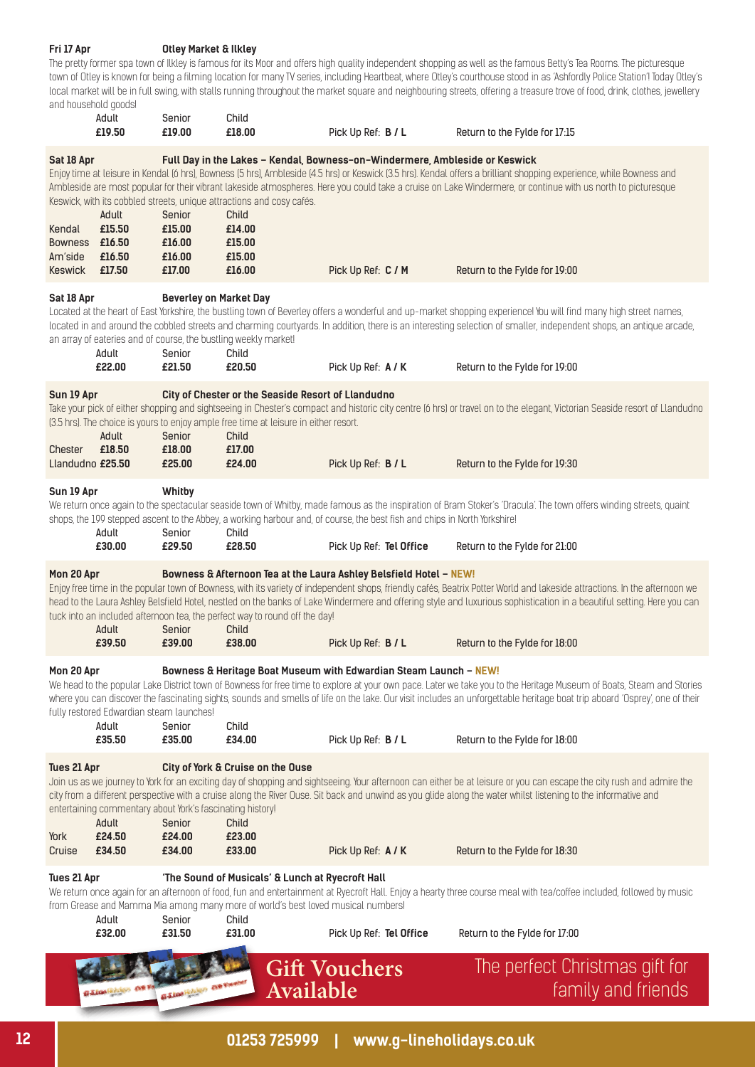### Fri 17 Apr — Otley Market & Ilkley

The pretty former spa town of Ilkley is famous for its Moor and offers high quality independent shopping as well as the famous Betty's Tea Rooms. The picturesque town of Otley is known for being a filming location for many TV series, including Heartbeat, where Otley's courthouse stood in as 'Ashfordly Police Station'! Today Otley's local market will be in full swing, with stalls running throughout the market square and neighbouring streets, offering a treasure trove of food, drink, clothes, jewellery and household goods!

| Adult | Senior | Child | Pick Up Ref | Return |
|---|---|---|---|---|
| **£19.50** | **£19.00** | **£18.00** | **B / L** | Return to the Fylde for 17:15 |

### Sat 18 Apr — Full Day in the Lakes – Kendal, Bowness-on-Windermere, Ambleside or Keswick

Enjoy time at leisure in Kendal (6 hrs), Bowness (5 hrs), Ambleside (4.5 hrs) or Keswick (3.5 hrs). Kendal offers a brilliant shopping experience, while Bowness and Ambleside are most popular for their vibrant lakeside atmospheres. Here you could take a cruise on Lake Windermere, or continue with us north to picturesque Keswick, with its cobbled streets, unique attractions and cosy cafés.

| | Adult | Senior | Child |
|---|---|---|---|
| Kendal | **£15.50** | **£15.00** | **£14.00** |
| Bowness | **£16.50** | **£16.00** | **£15.00** |
| Am'side | **£16.50** | **£16.00** | **£15.00** |
| Keswick | **£17.50** | **£17.00** | **£16.00** |

Pick Up Ref: **C / M** — Return to the Fylde for 19:00

### Sat 18 Apr — Beverley on Market Day

Located at the heart of East Yorkshire, the bustling town of Beverley offers a wonderful and up-market shopping experience! You will find many high street names, located in and around the cobbled streets and charming courtyards. In addition, there is an interesting selection of smaller, independent shops, an antique arcade, an array of eateries and of course, the bustling weekly market!

| Adult | Senior | Child | Pick Up Ref | Return |
|---|---|---|---|---|
| **£22.00** | **£21.50** | **£20.50** | **A / K** | Return to the Fylde for 19:00 |

### Sun 19 Apr — City of Chester or the Seaside Resort of Llandudno

Take your pick of either shopping and sightseeing in Chester's compact and historic city centre (6 hrs) or travel on to the elegant, Victorian Seaside resort of Llandudno (3.5 hrs). The choice is yours to enjoy ample free time at leisure in either resort.

| | Adult | Senior | Child |
|---|---|---|---|
| Chester | **£18.50** | **£18.00** | **£17.00** |
| Llandudno | **£25.50** | **£25.00** | **£24.00** |

Pick Up Ref: **B / L** — Return to the Fylde for 19:30

### Sun 19 Apr — Whitby

We return once again to the spectacular seaside town of Whitby, made famous as the inspiration of Bram Stoker's 'Dracula'. The town offers winding streets, quaint shops, the 199 stepped ascent to the Abbey, a working harbour and, of course, the best fish and chips in North Yorkshire!

| Adult | Senior | Child | Pick Up Ref | Return |
|---|---|---|---|---|
| **£30.00** | **£29.50** | **£28.50** | **Tel Office** | Return to the Fylde for 21:00 |

### Mon 20 Apr — Bowness & Afternoon Tea at the Laura Ashley Belsfield Hotel – NEW!

Enjoy free time in the popular town of Bowness, with its variety of independent shops, friendly cafés, Beatrix Potter World and lakeside attractions. In the afternoon we head to the Laura Ashley Belsfield Hotel, nestled on the banks of Lake Windermere and offering style and luxurious sophistication in a beautiful setting. Here you can tuck into an included afternoon tea, the perfect way to round off the day!

| Adult | Senior | Child | Pick Up Ref | Return |
|---|---|---|---|---|
| **£39.50** | **£39.00** | **£38.00** | **B / L** | Return to the Fylde for 18:00 |

### Mon 20 Apr — Bowness & Heritage Boat Museum with Edwardian Steam Launch – NEW!

We head to the popular Lake District town of Bowness for free time to explore at your own pace. Later we take you to the Heritage Museum of Boats, Steam and Stories where you can discover the fascinating sights, sounds and smells of life on the lake. Our visit includes an unforgettable heritage boat trip aboard 'Osprey', one of their fully restored Edwardian steam launches!

| Adult | Senior | Child | Pick Up Ref | Return |
|---|---|---|---|---|
| **£35.50** | **£35.00** | **£34.00** | **B / L** | Return to the Fylde for 18:00 |

### Tues 21 Apr — City of York & Cruise on the Ouse

Join us as we journey to York for an exciting day of shopping and sightseeing. Your afternoon can either be at leisure or you can escape the city rush and admire the city from a different perspective with a cruise along the River Ouse. Sit back and unwind as you glide along the water whilst listening to the informative and entertaining commentary about York's fascinating history!

| | Adult | Senior | Child |
|---|---|---|---|
| York | **£24.50** | **£24.00** | **£23.00** |
| Cruise | **£34.50** | **£34.00** | **£33.00** |

Pick Up Ref: **A / K** — Return to the Fylde for 18:30

### Tues 21 Apr — 'The Sound of Musicals' & Lunch at Ryecroft Hall

We return once again for an afternoon of food, fun and entertainment at Ryecroft Hall. Enjoy a hearty three course meal with tea/coffee included, followed by music from Grease and Mamma Mia among many more of world's best loved musical numbers!

| Adult | Senior | Child | Pick Up Ref | Return |
|---|---|---|---|---|
| **£32.00** | **£31.50** | **£31.00** | **Tel Office** | Return to the Fylde for 17:00 |

**Gift Vouchers Available** — The perfect Christmas gift for family and friends

01253 725999 | www.g-lineholidays.co.uk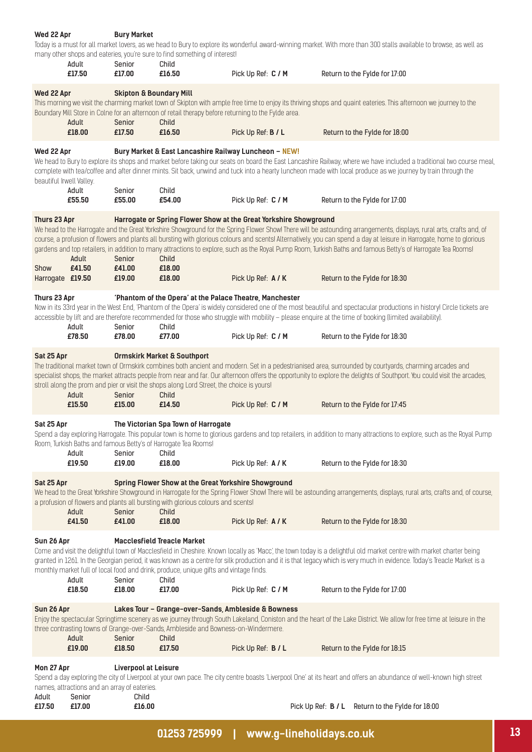**Wed 22 Apr** **Bury Market**

Today is a must for all market lovers, as we head to Bury to explore its wonderful award-winning market. With more than 300 stalls available to browse, as well as many other shops and eateries, you're sure to find something of interest!

| Adult | Senior | Child | | |
|---|---|---|---|---|
| £17.50 | £17.00 | £16.50 | Pick Up Ref: **C / M** | Return to the Fylde for 17:00 |

**Wed 22 Apr** **Skipton & Boundary Mill**

This morning we visit the charming market town of Skipton with ample free time to enjoy its thriving shops and quaint eateries. This afternoon we journey to the Boundary Mill Store in Colne for an afternoon of retail therapy before returning to the Fylde area.

| Adult | Senior | Child | | |
|---|---|---|---|---|
| £18.00 | £17.50 | £16.50 | Pick Up Ref: **B / L** | Return to the Fylde for 18:00 |

**Wed 22 Apr** **Bury Market & East Lancashire Railway Luncheon – NEW!**

We head to Bury to explore its shops and market before taking our seats on board the East Lancashire Railway, where we have included a traditional two course meal, complete with tea/coffee and after dinner mints. Sit back, unwind and tuck into a hearty luncheon made with local produce as we journey by train through the beautiful Irwell Valley.

| Adult | Senior | Child | | |
|---|---|---|---|---|
| £55.50 | £55.00 | £54.00 | Pick Up Ref: **C / M** | Return to the Fylde for 17:00 |

**Thurs 23 Apr** **Harrogate or Spring Flower Show at the Great Yorkshire Showground**

We head to the Harrogate and the Great Yorkshire Showground for the Spring Flower Show! There will be astounding arrangements, displays, rural arts, crafts and, of course, a profusion of flowers and plants all bursting with glorious colours and scents! Alternatively, you can spend a day at leisure in Harrogate, home to glorious gardens and top retailers, in addition to many attractions to explore, such as the Royal Pump Room, Turkish Baths and famous Betty's of Harrogate Tea Rooms!

| | Adult | Senior | Child | | |
|---|---|---|---|---|---|
| Show | £41.50 | £41.00 | £18.00 | | |
| Harrogate | £19.50 | £19.00 | £18.00 | Pick Up Ref: **A / K** | Return to the Fylde for 18:30 |

**Thurs 23 Apr** **'Phantom of the Opera' at the Palace Theatre, Manchester**

Now in its 33rd year in the West End, 'Phantom of the Opera' is widely considered one of the most beautiful and spectacular productions in history! Circle tickets are accessible by lift and are therefore recommended for those who struggle with mobility – please enquire at the time of booking (limited availability).

| Adult | Senior | Child | | |
|---|---|---|---|---|
| £78.50 | £78.00 | £77.00 | Pick Up Ref: **C / M** | Return to the Fylde for 18:30 |

**Sat 25 Apr** **Ormskirk Market & Southport**

The traditional market town of Ormskirk combines both ancient and modern. Set in a pedestrianised area, surrounded by courtyards, charming arcades and specialist shops, the market attracts people from near and far. Our afternoon offers the opportunity to explore the delights of Southport. You could visit the arcades, stroll along the prom and pier or visit the shops along Lord Street, the choice is yours!

| Adult | Senior | Child | | |
|---|---|---|---|---|
| £15.50 | £15.00 | £14.50 | Pick Up Ref: **C / M** | Return to the Fylde for 17:45 |

**Sat 25 Apr** **The Victorian Spa Town of Harrogate**

Spend a day exploring Harrogate. This popular town is home to glorious gardens and top retailers, in addition to many attractions to explore, such as the Royal Pump Room, Turkish Baths and famous Betty's of Harrogate Tea Rooms!

| Adult | Senior | Child | | |
|---|---|---|---|---|
| £19.50 | £19.00 | £18.00 | Pick Up Ref: **A / K** | Return to the Fylde for 18:30 |

**Sat 25 Apr** **Spring Flower Show at the Great Yorkshire Showground**

We head to the Great Yorkshire Showground in Harrogate for the Spring Flower Show! There will be astounding arrangements, displays, rural arts, crafts and, of course, a profusion of flowers and plants all bursting with glorious colours and scents!

| Adult | Senior | Child | | |
|---|---|---|---|---|
| £41.50 | £41.00 | £18.00 | Pick Up Ref: **A / K** | Return to the Fylde for 18:30 |

**Sun 26 Apr** **Macclesfield Treacle Market**

Come and visit the delightful town of Macclesfield in Cheshire. Known locally as 'Macc', the town today is a delightful old market centre with market charter being granted in 1261. In the Georgian period, it was known as a centre for silk production and it is that legacy which is very much in evidence. Today's Treacle Market is a monthly market full of local food and drink, produce, unique gifts and vintage finds.

| Adult | Senior | Child | | |
|---|---|---|---|---|
| £18.50 | £18.00 | £17.00 | Pick Up Ref: **C / M** | Return to the Fylde for 17:00 |

**Sun 26 Apr** **Lakes Tour – Grange-over-Sands, Ambleside & Bowness**

Enjoy the spectacular Springtime scenery as we journey through South Lakeland, Coniston and the heart of the Lake District. We allow for free time at leisure in the three contrasting towns of Grange-over-Sands, Ambleside and Bowness-on-Windermere.

| Adult | Senior | Child | | |
|---|---|---|---|---|
| £19.00 | £18.50 | £17.50 | Pick Up Ref: **B / L** | Return to the Fylde for 18:15 |

**Mon 27 Apr** **Liverpool at Leisure**

Spend a day exploring the city of Liverpool at your own pace. The city centre boasts 'Liverpool One' at its heart and offers an abundance of well-known high street names, attractions and an array of eateries.

| Adult | Senior | Child | | |
|---|---|---|---|---|
| £17.50 | £17.00 | £16.00 | Pick Up Ref: **B / L** | Return to the Fylde for 18:00 |

**01253 725999 | www.g-lineholidays.co.uk**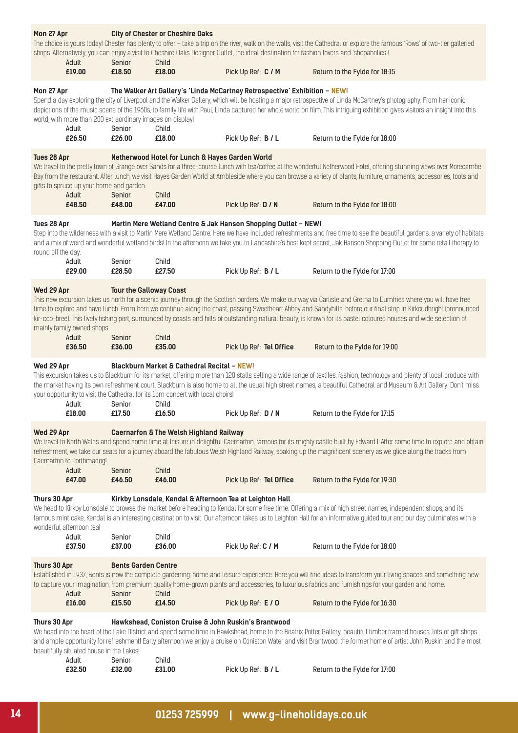**Mon 27 Apr** **City of Chester or Cheshire Oaks**

The choice is yours today! Chester has plenty to offer – take a trip on the river, walk on the walls, visit the Cathedral or explore the famous 'Rows' of two-tier galleried shops. Alternatively, you can enjoy a visit to Cheshire Oaks Designer Outlet, the ideal destination for fashion lovers and 'shopaholics'!

| Adult | Senior | Child | | |
|---|---|---|---|---|
| **£19.00** | **£18.50** | **£18.00** | Pick Up Ref: **C / M** | Return to the Fylde for 18:15 |

**Mon 27 Apr** **The Walker Art Gallery's 'Linda McCartney Retrospective' Exhibition – NEW!**

Spend a day exploring the city of Liverpool and the Walker Gallery, which will be hosting a major retrospective of Linda McCartney's photography. From her iconic depictions of the music scene of the 1960s, to family life with Paul, Linda captured her whole world on film. This intriguing exhibition gives visitors an insight into this world, with more than 200 extraordinary images on display!

| Adult | Senior | Child | | |
|---|---|---|---|---|
| **£26.50** | **£26.00** | **£18.00** | Pick Up Ref: **B / L** | Return to the Fylde for 18:00 |

**Tues 28 Apr** **Netherwood Hotel for Lunch & Hayes Garden World**

We travel to the pretty town of Grange over Sands for a three-course lunch with tea/coffee at the wonderful Netherwood Hotel, offering stunning views over Morecambe Bay from the restaurant. After lunch, we visit Hayes Garden World at Ambleside where you can browse a variety of plants, furniture, ornaments, accessories, tools and gifts to spruce up your home and garden.

| Adult | Senior | Child | | |
|---|---|---|---|---|
| **£48.50** | **£48.00** | **£47.00** | Pick Up Ref: **D / N** | Return to the Fylde for 18:00 |

**Tues 28 Apr** **Martin Mere Wetland Centre & Jak Hanson Shopping Outlet – NEW!**

Step into the wilderness with a visit to Martin Mere Wetland Centre. Here we have included refreshments and free time to see the beautiful gardens, a variety of habitats and a mix of weird and wonderful wetland birds! In the afternoon we take you to Lancashire's best kept secret, Jak Hanson Shopping Outlet for some retail therapy to round off the day.

| Adult | Senior | Child | | |
|---|---|---|---|---|
| **£29.00** | **£28.50** | **£27.50** | Pick Up Ref: **B / L** | Return to the Fylde for 17:00 |

**Wed 29 Apr** **Tour the Galloway Coast**

This new excursion takes us north for a scenic journey through the Scottish borders. We make our way via Carlisle and Gretna to Dumfries where you will have free time to explore and have lunch. From here we continue along the coast, passing Sweetheart Abbey and Sandyhills, before our final stop in Kirkcudbright (pronounced kir-coo-bree). This lively fishing port, surrounded by coasts and hills of outstanding natural beauty, is known for its pastel coloured houses and wide selection of mainly family owned shops.

| Adult | Senior | Child | | |
|---|---|---|---|---|
| **£36.50** | **£36.00** | **£35.00** | Pick Up Ref: **Tel Office** | Return to the Fylde for 19:00 |

**Wed 29 Apr** **Blackburn Market & Cathedral Recital – NEW!**

This excursion takes us to Blackburn for its market, offering more than 120 stalls selling a wide range of textiles, fashion, technology and plenty of local produce with the market having its own refreshment court. Blackburn is also home to all the usual high street names, a beautiful Cathedral and Museum & Art Gallery. Don't miss your opportunity to visit the Cathedral for its 1pm concert with local choirs!

| Adult | Senior | Child | | |
|---|---|---|---|---|
| **£18.00** | **£17.50** | **£16.50** | Pick Up Ref: **D / N** | Return to the Fylde for 17:15 |

**Wed 29 Apr** **Caernarfon & The Welsh Highland Railway**

We travel to North Wales and spend some time at leisure in delightful Caernarfon, famous for its mighty castle built by Edward I. After some time to explore and obtain refreshment, we take our seats for a journey aboard the fabulous Welsh Highland Railway, soaking up the magnificent scenery as we glide along the tracks from Caernarfon to Porthmadog!

| Adult | Senior | Child | | |
|---|---|---|---|---|
| **£47.00** | **£46.50** | **£46.00** | Pick Up Ref: **Tel Office** | Return to the Fylde for 19:30 |

**Thurs 30 Apr** **Kirkby Lonsdale, Kendal & Afternoon Tea at Leighton Hall**

We head to Kirkby Lonsdale to browse the market before heading to Kendal for some free time. Offering a mix of high street names, independent shops, and its famous mint cake, Kendal is an interesting destination to visit. Our afternoon takes us to Leighton Hall for an informative guided tour and our day culminates with a wonderful afternoon tea!

| Adult | Senior | Child | | |
|---|---|---|---|---|
| **£37.50** | **£37.00** | **£36.00** | Pick Up Ref: **C / M** | Return to the Fylde for 18:00 |

**Thurs 30 Apr** **Bents Garden Centre**

Established in 1937, Bents is now the complete gardening, home and leisure experience. Here you will find ideas to transform your living spaces and something new to capture your imagination, from premium quality home-grown plants and accessories, to luxurious fabrics and furnishings for your garden and home.

| Adult | Senior | Child | | |
|---|---|---|---|---|
| **£16.00** | **£15.50** | **£14.50** | Pick Up Ref: **E / O** | Return to the Fylde for 16:30 |

**Thurs 30 Apr** **Hawkshead, Coniston Cruise & John Ruskin's Brantwood**

We head into the heart of the Lake District and spend some time in Hawkshead, home to the Beatrix Potter Gallery, beautiful timber framed houses, lots of gift shops and ample opportunity for refreshment! Early afternoon we enjoy a cruise on Coniston Water and visit Brantwood, the former home of artist John Ruskin and the most beautifully situated house in the Lakes!

| Adult | Senior | Child | | |
|---|---|---|---|---|
| **£32.50** | **£32.00** | **£31.00** | Pick Up Ref: **B / L** | Return to the Fylde for 17:00 |

01253 725999 | www.g-lineholidays.co.uk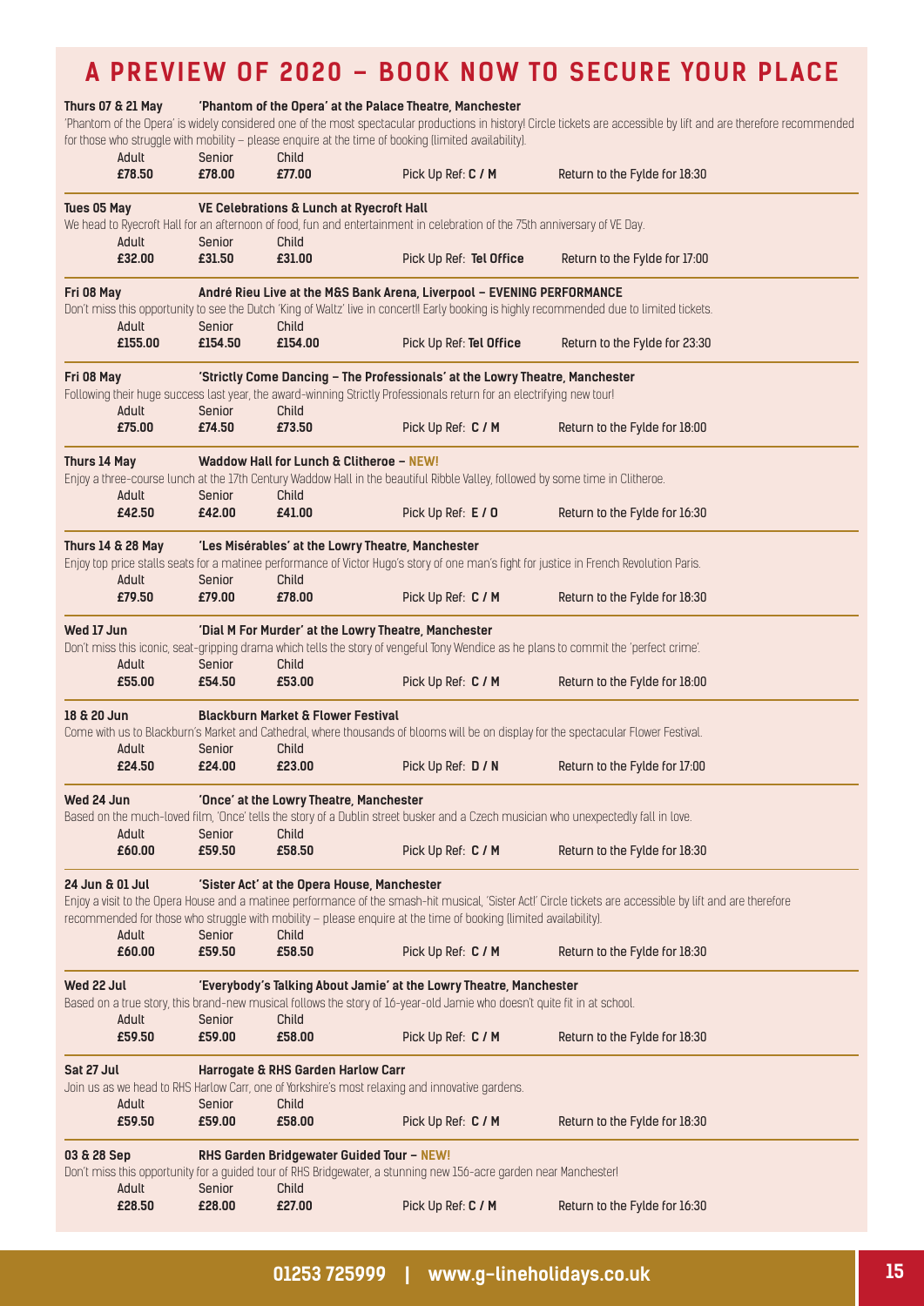# A PREVIEW OF 2020 – BOOK NOW TO SECURE YOUR PLACE

**Thurs 07 & 21 May** **'Phantom of the Opera' at the Palace Theatre, Manchester**

'Phantom of the Opera' is widely considered one of the most spectacular productions in history! Circle tickets are accessible by lift and are therefore recommended for those who struggle with mobility – please enquire at the time of booking (limited availability).

| Adult | Senior | Child | | |
|---|---|---|---|---|
| **£78.50** | **£78.00** | **£77.00** | Pick Up Ref: **C / M** | Return to the Fylde for 18:30 |

**Tues 05 May** **VE Celebrations & Lunch at Ryecroft Hall**

We head to Ryecroft Hall for an afternoon of food, fun and entertainment in celebration of the 75th anniversary of VE Day.

| Adult | Senior | Child | | |
|---|---|---|---|---|
| **£32.00** | **£31.50** | **£31.00** | Pick Up Ref: **Tel Office** | Return to the Fylde for 17:00 |

**Fri 08 May** **André Rieu Live at the M&S Bank Arena, Liverpool – EVENING PERFORMANCE**

Don't miss this opportunity to see the Dutch 'King of Waltz' live in concert!! Early booking is highly recommended due to limited tickets.

| Adult | Senior | Child | | |
|---|---|---|---|---|
| **£155.00** | **£154.50** | **£154.00** | Pick Up Ref: **Tel Office** | Return to the Fylde for 23:30 |

**Fri 08 May** **'Strictly Come Dancing – The Professionals' at the Lowry Theatre, Manchester**

Following their huge success last year, the award-winning Strictly Professionals return for an electrifying new tour!

| Adult | Senior | Child | | |
|---|---|---|---|---|
| **£75.00** | **£74.50** | **£73.50** | Pick Up Ref: **C / M** | Return to the Fylde for 18:00 |

**Thurs 14 May** **Waddow Hall for Lunch & Clitheroe – NEW!**

Enjoy a three-course lunch at the 17th Century Waddow Hall in the beautiful Ribble Valley, followed by some time in Clitheroe.

| Adult | Senior | Child | | |
|---|---|---|---|---|
| **£42.50** | **£42.00** | **£41.00** | Pick Up Ref: **E / O** | Return to the Fylde for 16:30 |

**Thurs 14 & 28 May** **'Les Misérables' at the Lowry Theatre, Manchester**

Enjoy top price stalls seats for a matinee performance of Victor Hugo's story of one man's fight for justice in French Revolution Paris.

| Adult | Senior | Child | | |
|---|---|---|---|---|
| **£79.50** | **£79.00** | **£78.00** | Pick Up Ref: **C / M** | Return to the Fylde for 18:30 |

**Wed 17 Jun** **'Dial M For Murder' at the Lowry Theatre, Manchester**

Don't miss this iconic, seat-gripping drama which tells the story of vengeful Tony Wendice as he plans to commit the 'perfect crime'.

| Adult | Senior | Child | | |
|---|---|---|---|---|
| **£55.00** | **£54.50** | **£53.00** | Pick Up Ref: **C / M** | Return to the Fylde for 18:00 |

**18 & 20 Jun** **Blackburn Market & Flower Festival**

Come with us to Blackburn's Market and Cathedral, where thousands of blooms will be on display for the spectacular Flower Festival.

| Adult | Senior | Child | | |
|---|---|---|---|---|
| **£24.50** | **£24.00** | **£23.00** | Pick Up Ref: **D / N** | Return to the Fylde for 17:00 |

**Wed 24 Jun** **'Once' at the Lowry Theatre, Manchester**

Based on the much-loved film, 'Once' tells the story of a Dublin street busker and a Czech musician who unexpectedly fall in love.

| Adult | Senior | Child | | |
|---|---|---|---|---|
| **£60.00** | **£59.50** | **£58.50** | Pick Up Ref: **C / M** | Return to the Fylde for 18:30 |

**24 Jun & 01 Jul** **'Sister Act' at the Opera House, Manchester**

Enjoy a visit to the Opera House and a matinee performance of the smash-hit musical, 'Sister Act!' Circle tickets are accessible by lift and are therefore recommended for those who struggle with mobility – please enquire at the time of booking (limited availability).

| Adult | Senior | Child | | |
|---|---|---|---|---|
| **£60.00** | **£59.50** | **£58.50** | Pick Up Ref: **C / M** | Return to the Fylde for 18:30 |

**Wed 22 Jul** **'Everybody's Talking About Jamie' at the Lowry Theatre, Manchester**

Based on a true story, this brand-new musical follows the story of 16-year-old Jamie who doesn't quite fit in at school.

| Adult | Senior | Child | | |
|---|---|---|---|---|
| **£59.50** | **£59.00** | **£58.00** | Pick Up Ref: **C / M** | Return to the Fylde for 18:30 |

**Sat 27 Jul** **Harrogate & RHS Garden Harlow Carr**

Join us as we head to RHS Harlow Carr, one of Yorkshire's most relaxing and innovative gardens.

| Adult | Senior | Child | | |
|---|---|---|---|---|
| **£59.50** | **£59.00** | **£58.00** | Pick Up Ref: **C / M** | Return to the Fylde for 18:30 |

**03 & 28 Sep** **RHS Garden Bridgewater Guided Tour – NEW!**

Don't miss this opportunity for a guided tour of RHS Bridgewater, a stunning new 156-acre garden near Manchester!

| Adult | Senior | Child | | |
|---|---|---|---|---|
| **£28.50** | **£28.00** | **£27.00** | Pick Up Ref: **C / M** | Return to the Fylde for 16:30 |

**01253 725999 | www.g-lineholidays.co.uk**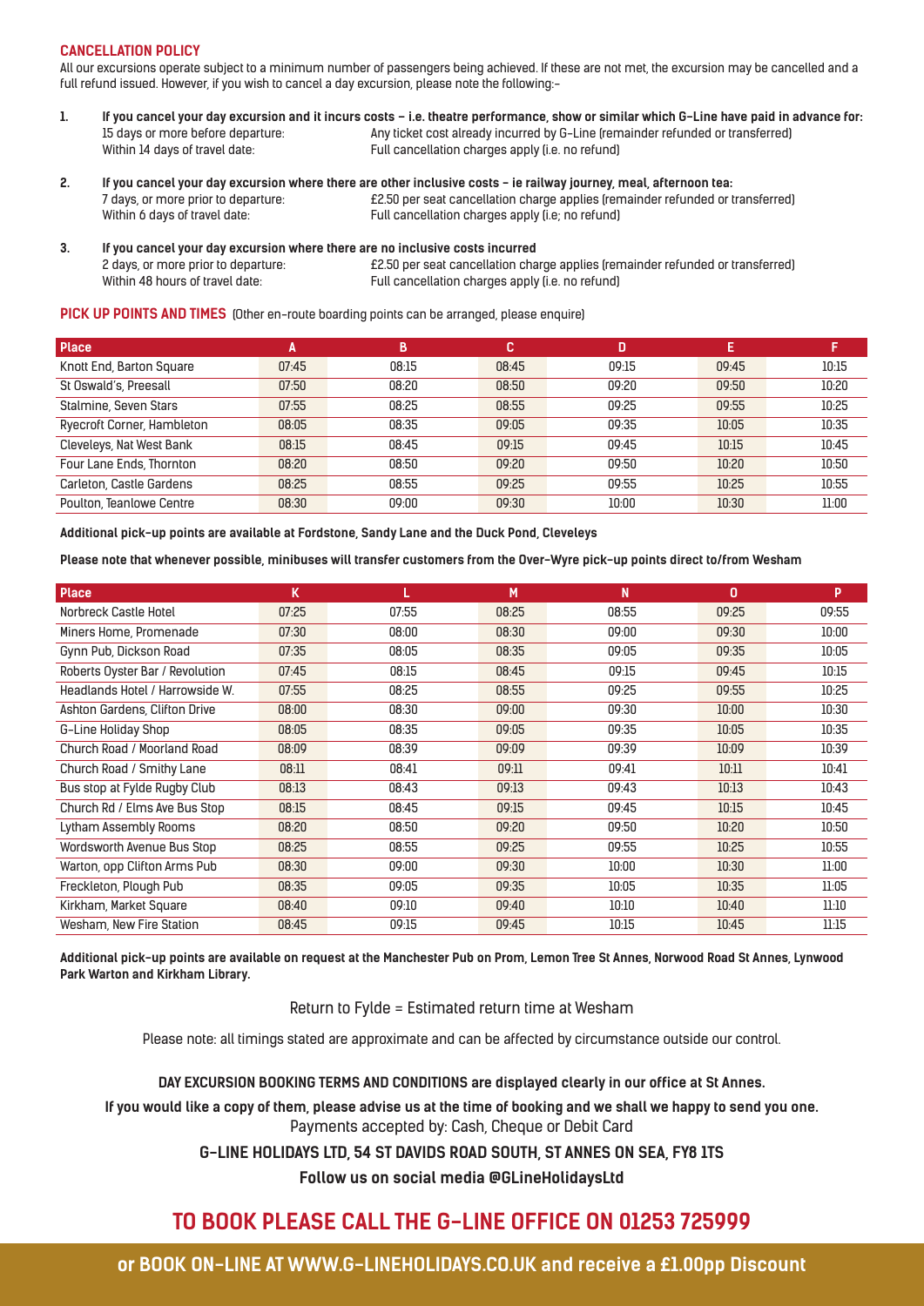## CANCELLATION POLICY

All our excursions operate subject to a minimum number of passengers being achieved. If these are not met, the excursion may be cancelled and a full refund issued. However, if you wish to cancel a day excursion, please note the following:-

1. **If you cancel your day excursion and it incurs costs – i.e. theatre performance, show or similar which G-Line have paid in advance for:**
   15 days or more before departure: Any ticket cost already incurred by G-Line (remainder refunded or transferred)
   Within 14 days of travel date: Full cancellation charges apply (i.e. no refund)

2. **If you cancel your day excursion where there are other inclusive costs – ie railway journey, meal, afternoon tea:**
   7 days, or more prior to departure: £2.50 per seat cancellation charge applies (remainder refunded or transferred)
   Within 6 days of travel date: Full cancellation charges apply (i.e; no refund)

3. **If you cancel your day excursion where there are no inclusive costs incurred**
   2 days, or more prior to departure: £2.50 per seat cancellation charge applies (remainder refunded or transferred)
   Within 48 hours of travel date: Full cancellation charges apply (i.e. no refund)

## PICK UP POINTS AND TIMES (Other en-route boarding points can be arranged, please enquire)

| Place | A | B | C | D | E | F |
|---|---|---|---|---|---|---|
| Knott End, Barton Square | 07:45 | 08:15 | 08:45 | 09:15 | 09:45 | 10:15 |
| St Oswald's, Preesall | 07:50 | 08:20 | 08:50 | 09:20 | 09:50 | 10:20 |
| Stalmine, Seven Stars | 07:55 | 08:25 | 08:55 | 09:25 | 09:55 | 10:25 |
| Ryecroft Corner, Hambleton | 08:05 | 08:35 | 09:05 | 09:35 | 10:05 | 10:35 |
| Cleveleys, Nat West Bank | 08:15 | 08:45 | 09:15 | 09:45 | 10:15 | 10:45 |
| Four Lane Ends, Thornton | 08:20 | 08:50 | 09:20 | 09:50 | 10:20 | 10:50 |
| Carleton, Castle Gardens | 08:25 | 08:55 | 09:25 | 09:55 | 10:25 | 10:55 |
| Poulton, Teanlowe Centre | 08:30 | 09:00 | 09:30 | 10:00 | 10:30 | 11:00 |

**Additional pick-up points are available at Fordstone, Sandy Lane and the Duck Pond, Cleveleys**

**Please note that whenever possible, minibuses will transfer customers from the Over-Wyre pick-up points direct to/from Wesham**

| Place | K | L | M | N | O | P |
|---|---|---|---|---|---|---|
| Norbreck Castle Hotel | 07:25 | 07:55 | 08:25 | 08:55 | 09:25 | 09:55 |
| Miners Home, Promenade | 07:30 | 08:00 | 08:30 | 09:00 | 09:30 | 10:00 |
| Gynn Pub, Dickson Road | 07:35 | 08:05 | 08:35 | 09:05 | 09:35 | 10:05 |
| Roberts Oyster Bar / Revolution | 07:45 | 08:15 | 08:45 | 09:15 | 09:45 | 10:15 |
| Headlands Hotel / Harrowside W. | 07:55 | 08:25 | 08:55 | 09:25 | 09:55 | 10:25 |
| Ashton Gardens, Clifton Drive | 08:00 | 08:30 | 09:00 | 09:30 | 10:00 | 10:30 |
| G-Line Holiday Shop | 08:05 | 08:35 | 09:05 | 09:35 | 10:05 | 10:35 |
| Church Road / Moorland Road | 08:09 | 08:39 | 09:09 | 09:39 | 10:09 | 10:39 |
| Church Road / Smithy Lane | 08:11 | 08:41 | 09:11 | 09:41 | 10:11 | 10:41 |
| Bus stop at Fylde Rugby Club | 08:13 | 08:43 | 09:13 | 09:43 | 10:13 | 10:43 |
| Church Rd / Elms Ave Bus Stop | 08:15 | 08:45 | 09:15 | 09:45 | 10:15 | 10:45 |
| Lytham Assembly Rooms | 08:20 | 08:50 | 09:20 | 09:50 | 10:20 | 10:50 |
| Wordsworth Avenue Bus Stop | 08:25 | 08:55 | 09:25 | 09:55 | 10:25 | 10:55 |
| Warton, opp Clifton Arms Pub | 08:30 | 09:00 | 09:30 | 10:00 | 10:30 | 11:00 |
| Freckleton, Plough Pub | 08:35 | 09:05 | 09:35 | 10:05 | 10:35 | 11:05 |
| Kirkham, Market Square | 08:40 | 09:10 | 09:40 | 10:10 | 10:40 | 11:10 |
| Wesham, New Fire Station | 08:45 | 09:15 | 09:45 | 10:15 | 10:45 | 11:15 |

**Additional pick-up points are available on request at the Manchester Pub on Prom, Lemon Tree St Annes, Norwood Road St Annes, Lynwood Park Warton and Kirkham Library.**

Return to Fylde = Estimated return time at Wesham

Please note: all timings stated are approximate and can be affected by circumstance outside our control.

**DAY EXCURSION BOOKING TERMS AND CONDITIONS are displayed clearly in our office at St Annes.**

**If you would like a copy of them, please advise us at the time of booking and we shall we happy to send you one.**

Payments accepted by: Cash, Cheque or Debit Card

**G-LINE HOLIDAYS LTD, 54 ST DAVIDS ROAD SOUTH, ST ANNES ON SEA, FY8 1TS**

**Follow us on social media @GLineHolidaysLtd**

## TO BOOK PLEASE CALL THE G-LINE OFFICE ON 01253 725999

**or BOOK ON-LINE AT WWW.G-LINEHOLIDAYS.CO.UK and receive a £1.00pp Discount**